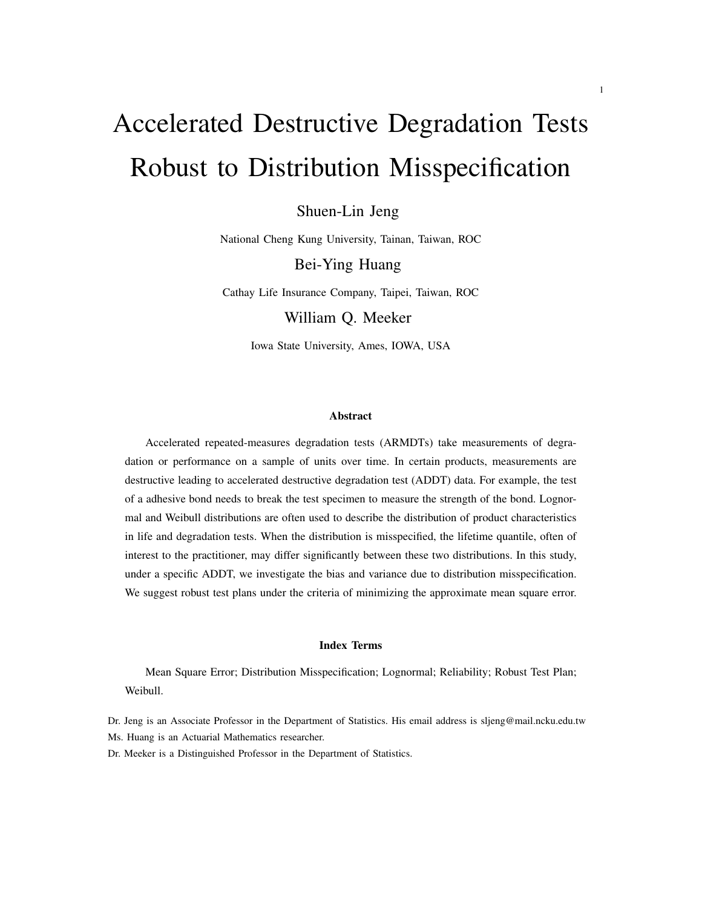# Accelerated Destructive Degradation Tests Robust to Distribution Misspecification

Shuen-Lin Jeng

National Cheng Kung University, Tainan, Taiwan, ROC

Bei-Ying Huang

Cathay Life Insurance Company, Taipei, Taiwan, ROC

William Q. Meeker

Iowa State University, Ames, IOWA, USA

### Abstract

Accelerated repeated-measures degradation tests (ARMDTs) take measurements of degradation or performance on a sample of units over time. In certain products, measurements are destructive leading to accelerated destructive degradation test (ADDT) data. For example, the test of a adhesive bond needs to break the test specimen to measure the strength of the bond. Lognormal and Weibull distributions are often used to describe the distribution of product characteristics in life and degradation tests. When the distribution is misspecified, the lifetime quantile, often of interest to the practitioner, may differ significantly between these two distributions. In this study, under a specific ADDT, we investigate the bias and variance due to distribution misspecification. We suggest robust test plans under the criteria of minimizing the approximate mean square error.

### Index Terms

Mean Square Error; Distribution Misspecification; Lognormal; Reliability; Robust Test Plan; Weibull.

Dr. Jeng is an Associate Professor in the Department of Statistics. His email address is sljeng@mail.ncku.edu.tw

Ms. Huang is an Actuarial Mathematics researcher.

Dr. Meeker is a Distinguished Professor in the Department of Statistics.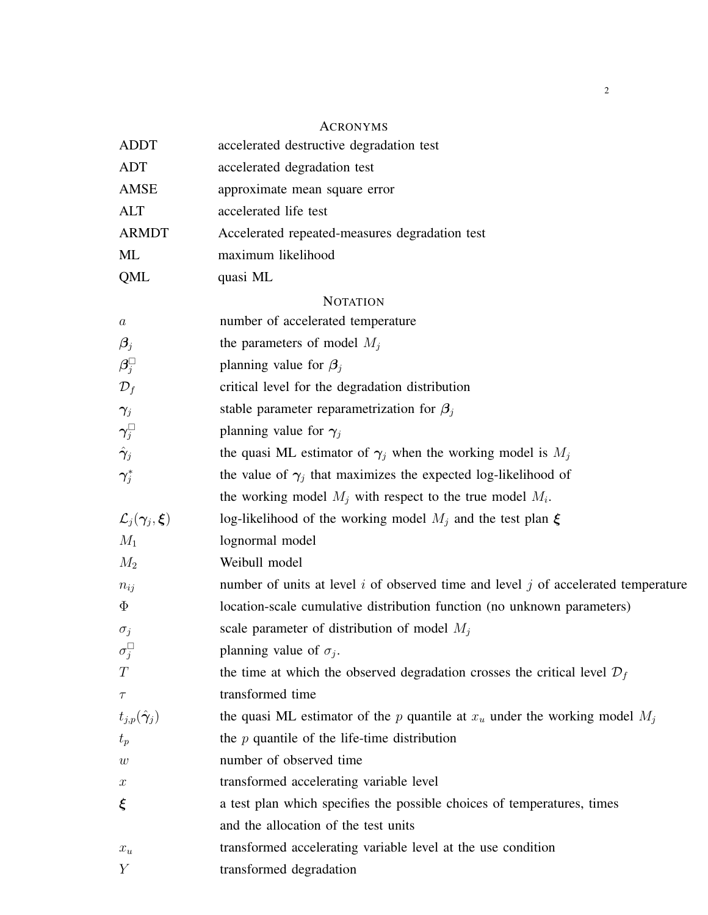## ACRONYMS

| | |
|---|---|
| ADDT | accelerated destructive degradation test |
| ADT | accelerated degradation test |
| AMSE | approximate mean square error |
| ALT | accelerated life test |
| ARMDT | Accelerated repeated-measures degradation test |
| ML | maximum likelihood |
| QML | quasi ML |

## NOTATION

| | |
|---|---|
| $a$ | number of accelerated temperature |
| $\boldsymbol{\beta}_j$ | the parameters of model $M_j$ |
| $\boldsymbol{\beta}_j^{\square}$ | planning value for $\boldsymbol{\beta}_j$ |
| $\mathcal{D}_f$ | critical level for the degradation distribution |
| $\boldsymbol{\gamma}_j$ | stable parameter reparametrization for $\boldsymbol{\beta}_j$ |
| $\boldsymbol{\gamma}_j^{\square}$ | planning value for $\boldsymbol{\gamma}_j$ |
| $\hat{\boldsymbol{\gamma}}_j$ | the quasi ML estimator of $\boldsymbol{\gamma}_j$ when the working model is $M_j$ |
| $\boldsymbol{\gamma}_j^{*}$ | the value of $\boldsymbol{\gamma}_j$ that maximizes the expected log-likelihood of the working model $M_j$ with respect to the true model $M_i$. |
| $\mathcal{L}_j(\boldsymbol{\gamma}_j, \boldsymbol{\xi})$ | log-likelihood of the working model $M_j$ and the test plan $\boldsymbol{\xi}$ |
| $M_1$ | lognormal model |
| $M_2$ | Weibull model |
| $n_{ij}$ | number of units at level $i$ of observed time and level $j$ of accelerated temperature |
| $\Phi$ | location-scale cumulative distribution function (no unknown parameters) |
| $\sigma_j$ | scale parameter of distribution of model $M_j$ |
| $\sigma_j^{\square}$ | planning value of $\sigma_j$. |
| $T$ | the time at which the observed degradation crosses the critical level $\mathcal{D}_f$ |
| $\tau$ | transformed time |
| $t_{j,p}(\hat{\boldsymbol{\gamma}}_j)$ | the quasi ML estimator of the $p$ quantile at $x_u$ under the working model $M_j$ |
| $t_p$ | the $p$ quantile of the life-time distribution |
| $w$ | number of observed time |
| $x$ | transformed accelerating variable level |
| $\boldsymbol{\xi}$ | a test plan which specifies the possible choices of temperatures, times and the allocation of the test units |
| $x_u$ | transformed accelerating variable level at the use condition |
| $Y$ | transformed degradation |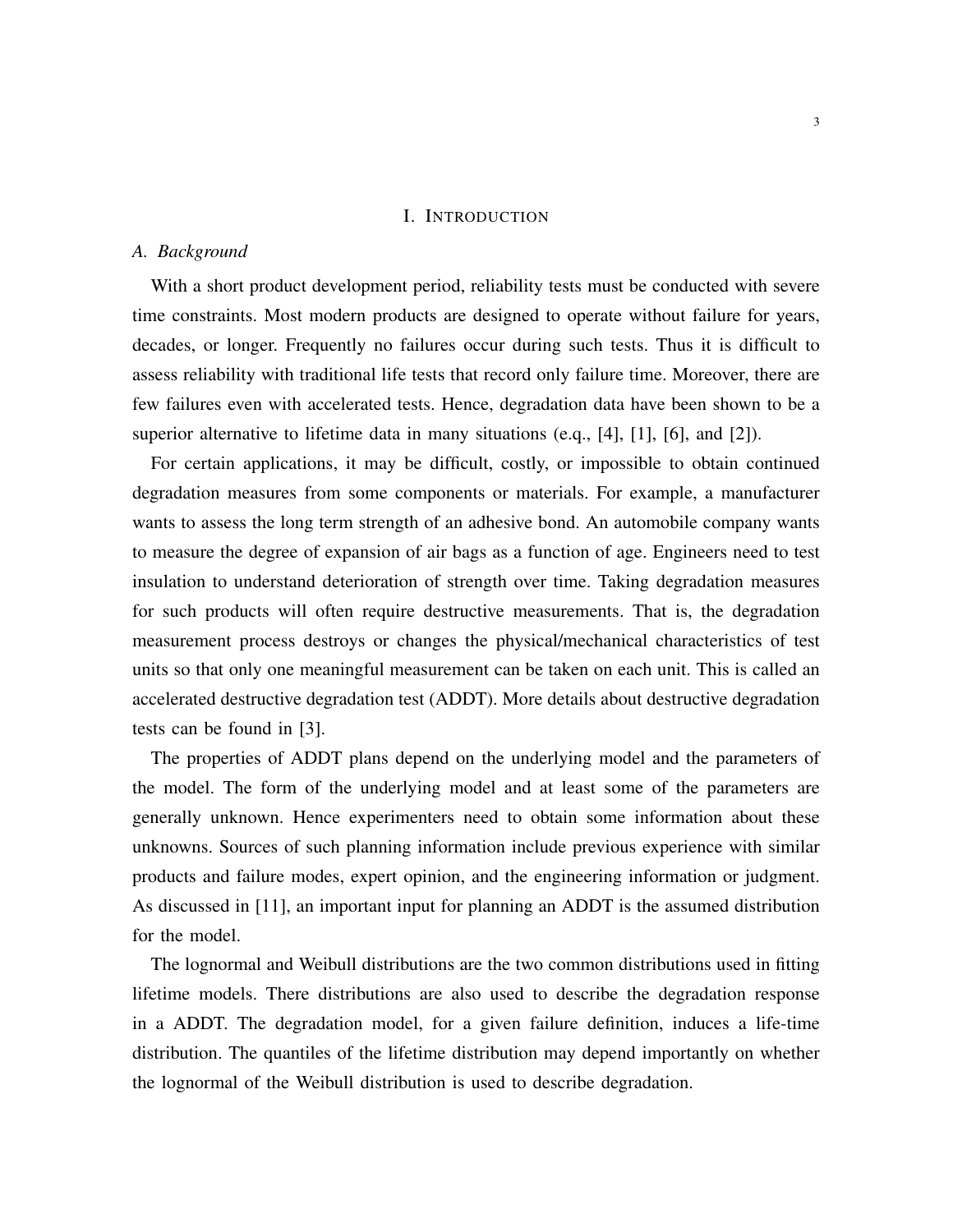# I. Introduction

## A. Background

With a short product development period, reliability tests must be conducted with severe time constraints. Most modern products are designed to operate without failure for years, decades, or longer. Frequently no failures occur during such tests. Thus it is difficult to assess reliability with traditional life tests that record only failure time. Moreover, there are few failures even with accelerated tests. Hence, degradation data have been shown to be a superior alternative to lifetime data in many situations (e.q., [4], [1], [6], and [2]).

For certain applications, it may be difficult, costly, or impossible to obtain continued degradation measures from some components or materials. For example, a manufacturer wants to assess the long term strength of an adhesive bond. An automobile company wants to measure the degree of expansion of air bags as a function of age. Engineers need to test insulation to understand deterioration of strength over time. Taking degradation measures for such products will often require destructive measurements. That is, the degradation measurement process destroys or changes the physical/mechanical characteristics of test units so that only one meaningful measurement can be taken on each unit. This is called an accelerated destructive degradation test (ADDT). More details about destructive degradation tests can be found in [3].

The properties of ADDT plans depend on the underlying model and the parameters of the model. The form of the underlying model and at least some of the parameters are generally unknown. Hence experimenters need to obtain some information about these unknowns. Sources of such planning information include previous experience with similar products and failure modes, expert opinion, and the engineering information or judgment. As discussed in [11], an important input for planning an ADDT is the assumed distribution for the model.

The lognormal and Weibull distributions are the two common distributions used in fitting lifetime models. There distributions are also used to describe the degradation response in a ADDT. The degradation model, for a given failure definition, induces a life-time distribution. The quantiles of the lifetime distribution may depend importantly on whether the lognormal of the Weibull distribution is used to describe degradation.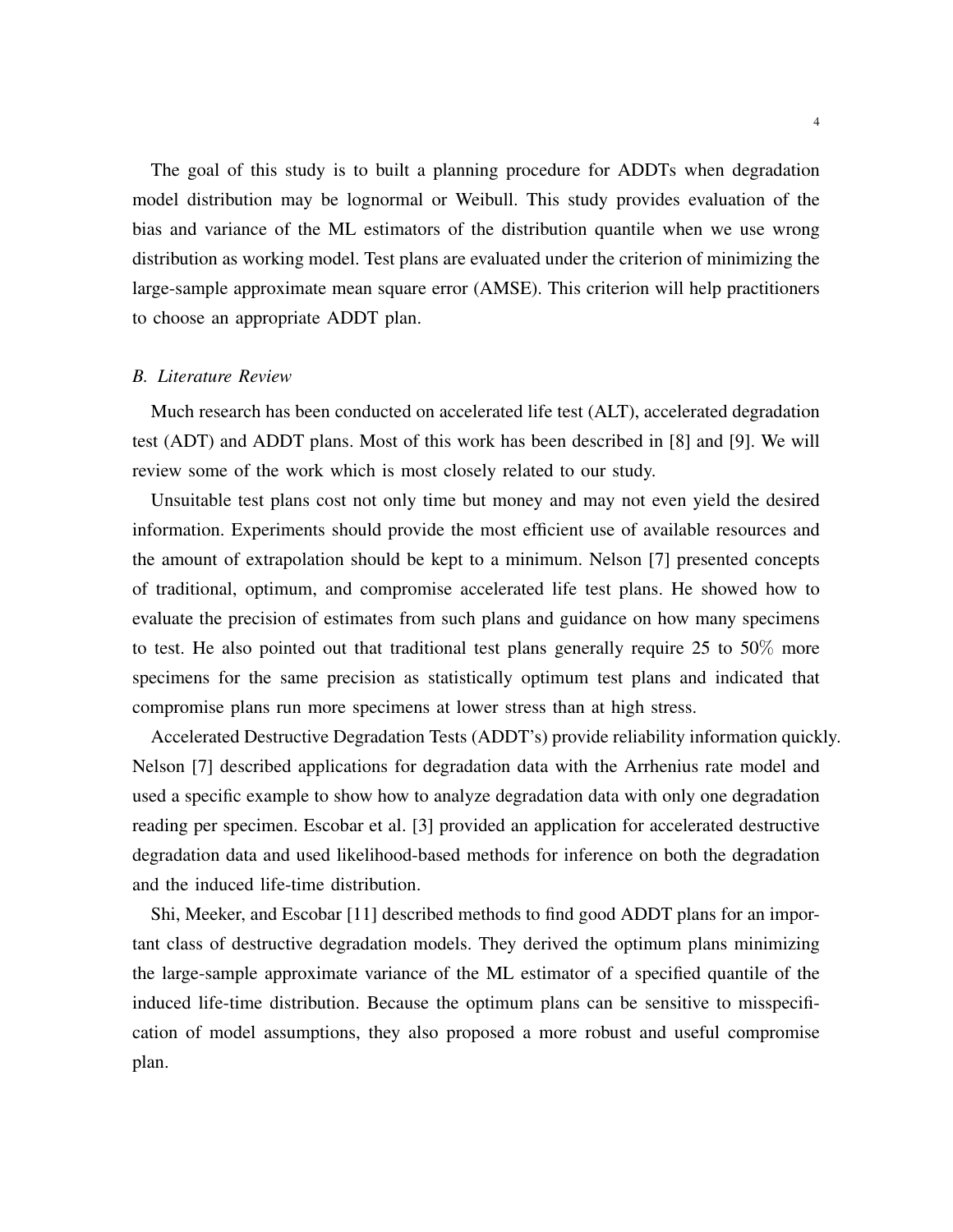The goal of this study is to built a planning procedure for ADDTs when degradation model distribution may be lognormal or Weibull. This study provides evaluation of the bias and variance of the ML estimators of the distribution quantile when we use wrong distribution as working model. Test plans are evaluated under the criterion of minimizing the large-sample approximate mean square error (AMSE). This criterion will help practitioners to choose an appropriate ADDT plan.

### *B. Literature Review*

Much research has been conducted on accelerated life test (ALT), accelerated degradation test (ADT) and ADDT plans. Most of this work has been described in [8] and [9]. We will review some of the work which is most closely related to our study.

Unsuitable test plans cost not only time but money and may not even yield the desired information. Experiments should provide the most efficient use of available resources and the amount of extrapolation should be kept to a minimum. Nelson [7] presented concepts of traditional, optimum, and compromise accelerated life test plans. He showed how to evaluate the precision of estimates from such plans and guidance on how many specimens to test. He also pointed out that traditional test plans generally require 25 to 50% more specimens for the same precision as statistically optimum test plans and indicated that compromise plans run more specimens at lower stress than at high stress.

Accelerated Destructive Degradation Tests (ADDT's) provide reliability information quickly. Nelson [7] described applications for degradation data with the Arrhenius rate model and used a specific example to show how to analyze degradation data with only one degradation reading per specimen. Escobar et al. [3] provided an application for accelerated destructive degradation data and used likelihood-based methods for inference on both the degradation and the induced life-time distribution.

Shi, Meeker, and Escobar [11] described methods to find good ADDT plans for an important class of destructive degradation models. They derived the optimum plans minimizing the large-sample approximate variance of the ML estimator of a specified quantile of the induced life-time distribution. Because the optimum plans can be sensitive to misspecification of model assumptions, they also proposed a more robust and useful compromise plan.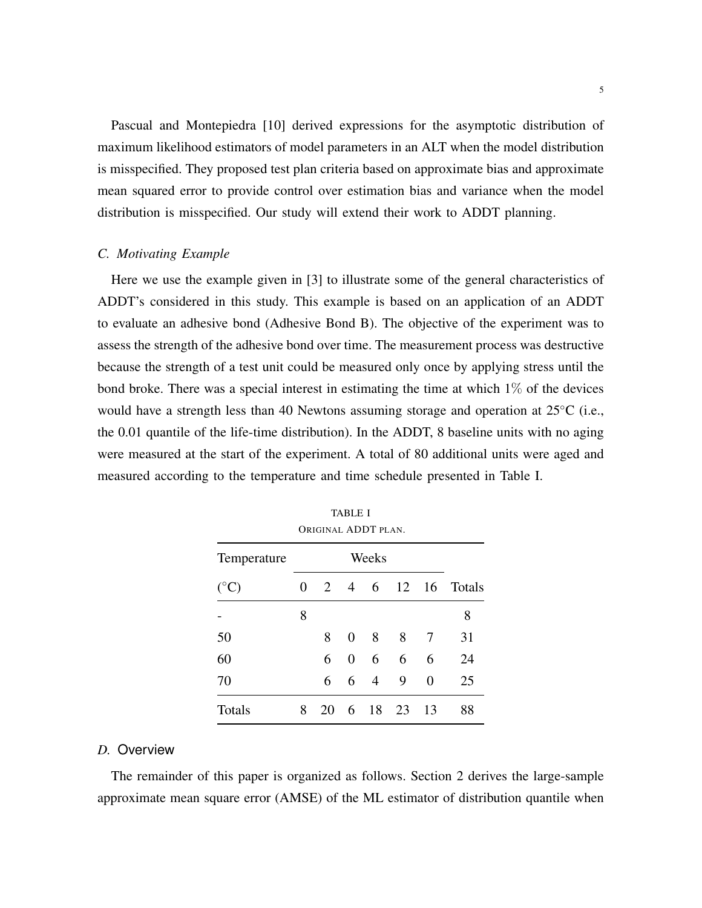Pascual and Montepiedra [10] derived expressions for the asymptotic distribution of maximum likelihood estimators of model parameters in an ALT when the model distribution is misspecified. They proposed test plan criteria based on approximate bias and approximate mean squared error to provide control over estimation bias and variance when the model distribution is misspecified. Our study will extend their work to ADDT planning.

### *C. Motivating Example*

Here we use the example given in [3] to illustrate some of the general characteristics of ADDT's considered in this study. This example is based on an application of an ADDT to evaluate an adhesive bond (Adhesive Bond B). The objective of the experiment was to assess the strength of the adhesive bond over time. The measurement process was destructive because the strength of a test unit could be measured only once by applying stress until the bond broke. There was a special interest in estimating the time at which 1% of the devices would have a strength less than 40 Newtons assuming storage and operation at 25°C (i.e., the 0.01 quantile of the life-time distribution). In the ADDT, 8 baseline units with no aging were measured at the start of the experiment. A total of 80 additional units were aged and measured according to the temperature and time schedule presented in Table I.

TABLE I
ORIGINAL ADDT PLAN.

| Temperature | Weeks | | | | | | |
|---|---|---|---|---|---|---|---|
| (°C) | 0 | 2 | 4 | 6 | 12 | 16 | Totals |
| - | 8 | | | | | | 8 |
| 50 | | 8 | 0 | 8 | 8 | 7 | 31 |
| 60 | | 6 | 0 | 6 | 6 | 6 | 24 |
| 70 | | 6 | 6 | 4 | 9 | 0 | 25 |
| Totals | 8 | 20 | 6 | 18 | 23 | 13 | 88 |

### *D.* Overview

The remainder of this paper is organized as follows. Section 2 derives the large-sample approximate mean square error (AMSE) of the ML estimator of distribution quantile when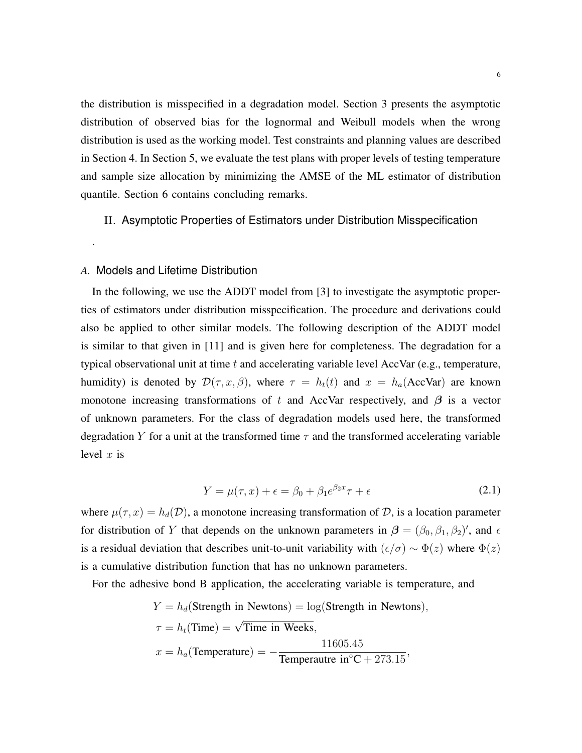the distribution is misspecified in a degradation model. Section 3 presents the asymptotic distribution of observed bias for the lognormal and Weibull models when the wrong distribution is used as the working model. Test constraints and planning values are described in Section 4. In Section 5, we evaluate the test plans with proper levels of testing temperature and sample size allocation by minimizing the AMSE of the ML estimator of distribution quantile. Section 6 contains concluding remarks.

## II. Asymptotic Properties of Estimators under Distribution Misspecification

.

### *A.* Models and Lifetime Distribution

In the following, we use the ADDT model from [3] to investigate the asymptotic properties of estimators under distribution misspecification. The procedure and derivations could also be applied to other similar models. The following description of the ADDT model is similar to that given in [11] and is given here for completeness. The degradation for a typical observational unit at time $t$ and accelerating variable level AccVar (e.g., temperature, humidity) is denoted by $\mathcal{D}(\tau, x, \beta)$, where $\tau = h_t(t)$ and $x = h_a(\text{AccVar})$ are known monotone increasing transformations of $t$ and AccVar respectively, and $\boldsymbol{\beta}$ is a vector of unknown parameters. For the class of degradation models used here, the transformed degradation $Y$ for a unit at the transformed time $\tau$ and the transformed accelerating variable level $x$ is

$$Y = \mu(\tau, x) + \epsilon = \beta_0 + \beta_1 e^{\beta_2 x}\tau + \epsilon \tag{2.1}$$

where $\mu(\tau, x) = h_d(\mathcal{D})$, a monotone increasing transformation of $\mathcal{D}$, is a location parameter for distribution of $Y$ that depends on the unknown parameters in $\boldsymbol{\beta} = (\beta_0, \beta_1, \beta_2)'$, and $\epsilon$ is a residual deviation that describes unit-to-unit variability with $(\epsilon/\sigma) \sim \Phi(z)$ where $\Phi(z)$ is a cumulative distribution function that has no unknown parameters.

For the adhesive bond B application, the accelerating variable is temperature, and

$$\begin{aligned}
Y &= h_d(\text{Strength in Newtons}) = \log(\text{Strength in Newtons}), \\
\tau &= h_t(\text{Time}) = \sqrt{\text{Time in Weeks}}, \\
x &= h_a(\text{Temperature}) = -\frac{11605.45}{\text{Temperautre in}^{\circ}\text{C} + 273.15},
\end{aligned}$$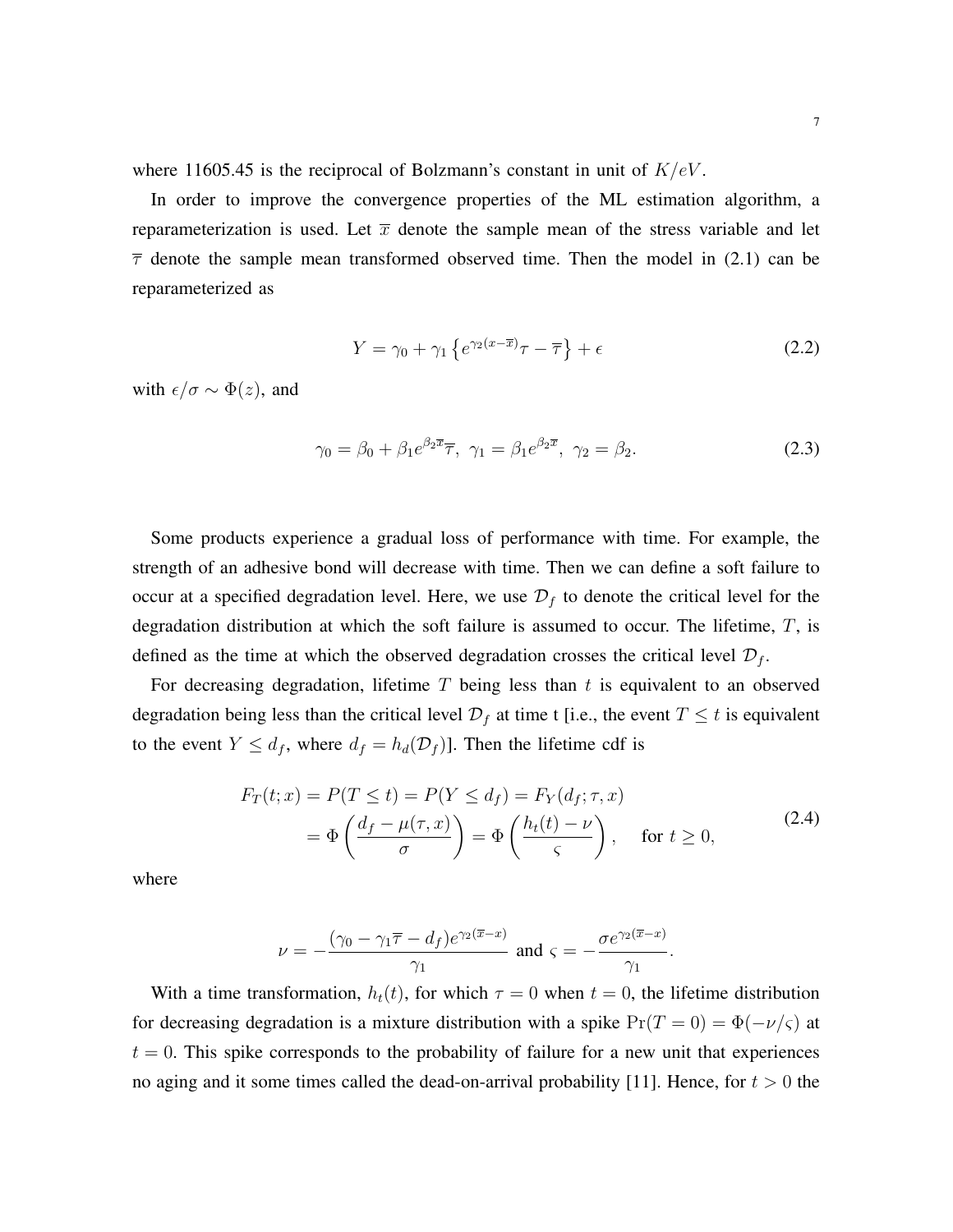where 11605.45 is the reciprocal of Bolzmann's constant in unit of $K/eV$.

In order to improve the convergence properties of the ML estimation algorithm, a reparameterization is used. Let $\overline{x}$ denote the sample mean of the stress variable and let $\overline{\tau}$ denote the sample mean transformed observed time. Then the model in (2.1) can be reparameterized as

$$Y = \gamma_0 + \gamma_1 \left\{ e^{\gamma_2 (x - \overline{x})} \tau - \overline{\tau} \right\} + \epsilon \tag{2.2}$$

with $\epsilon/\sigma \sim \Phi(z)$, and

$$\gamma_0 = \beta_0 + \beta_1 e^{\beta_2 \overline{x}} \overline{\tau}, \;\; \gamma_1 = \beta_1 e^{\beta_2 \overline{x}}, \;\; \gamma_2 = \beta_2. \tag{2.3}$$

Some products experience a gradual loss of performance with time. For example, the strength of an adhesive bond will decrease with time. Then we can define a soft failure to occur at a specified degradation level. Here, we use $\mathcal{D}_f$ to denote the critical level for the degradation distribution at which the soft failure is assumed to occur. The lifetime, $T$, is defined as the time at which the observed degradation crosses the critical level $\mathcal{D}_f$.

For decreasing degradation, lifetime $T$ being less than $t$ is equivalent to an observed degradation being less than the critical level $\mathcal{D}_f$ at time t [i.e., the event $T \leq t$ is equivalent to the event $Y \leq d_f$, where $d_f = h_d(\mathcal{D}_f)$]. Then the lifetime cdf is

$$\begin{aligned} F_T(t;x) &= P(T \leq t) = P(Y \leq d_f) = F_Y(d_f; \tau, x) \\ &= \Phi\left( \frac{d_f - \mu(\tau, x)}{\sigma} \right) = \Phi\left( \frac{h_t(t) - \nu}{\varsigma} \right), \quad \text{for } t \geq 0, \end{aligned} \tag{2.4}$$

where

$$\nu = -\frac{(\gamma_0 - \gamma_1 \overline{\tau} - d_f) e^{\gamma_2 (\overline{x} - x)}}{\gamma_1} \text{ and } \varsigma = -\frac{\sigma e^{\gamma_2 (\overline{x} - x)}}{\gamma_1}.$$

With a time transformation, $h_t(t)$, for which $\tau = 0$ when $t = 0$, the lifetime distribution for decreasing degradation is a mixture distribution with a spike $\Pr(T = 0) = \Phi(-\nu/\varsigma)$ at $t = 0$. This spike corresponds to the probability of failure for a new unit that experiences no aging and it some times called the dead-on-arrival probability [11]. Hence, for $t > 0$ the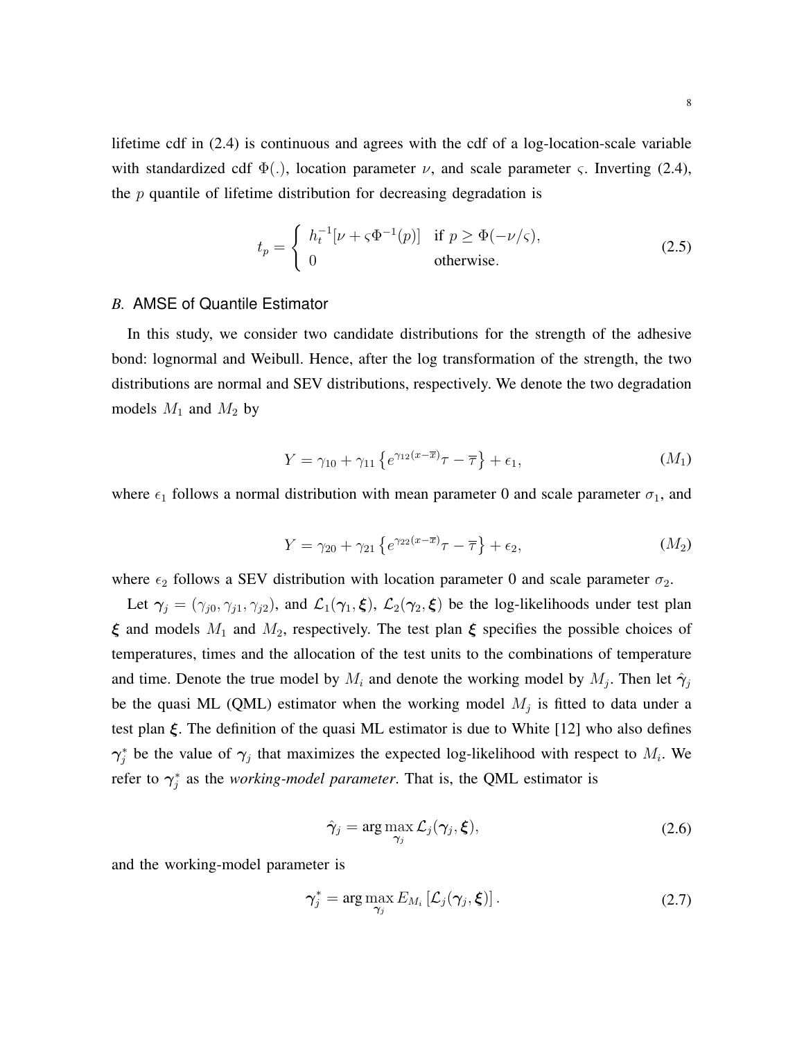lifetime cdf in (2.4) is continuous and agrees with the cdf of a log-location-scale variable with standardized cdf $\Phi(.)$, location parameter $\nu$, and scale parameter $\varsigma$. Inverting (2.4), the $p$ quantile of lifetime distribution for decreasing degradation is

$$t_p = \begin{cases} h_t^{-1}[\nu + \varsigma\Phi^{-1}(p)] & \text{if } p \geq \Phi(-\nu/\varsigma), \\ 0 & \text{otherwise}. \end{cases} \tag{2.5}$$

### *B.* AMSE of Quantile Estimator

In this study, we consider two candidate distributions for the strength of the adhesive bond: lognormal and Weibull. Hence, after the log transformation of the strength, the two distributions are normal and SEV distributions, respectively. We denote the two degradation models $M_1$ and $M_2$ by

$$Y = \gamma_{10} + \gamma_{11}\left\{e^{\gamma_{12}(x-\overline{x})}\tau - \overline{\tau}\right\} + \epsilon_1, \tag{$M_1$}$$

where $\epsilon_1$ follows a normal distribution with mean parameter 0 and scale parameter $\sigma_1$, and

$$Y = \gamma_{20} + \gamma_{21}\left\{e^{\gamma_{22}(x-\overline{x})}\tau - \overline{\tau}\right\} + \epsilon_2, \tag{$M_2$}$$

where $\epsilon_2$ follows a SEV distribution with location parameter 0 and scale parameter $\sigma_2$.

Let $\boldsymbol{\gamma}_j = (\gamma_{j0}, \gamma_{j1}, \gamma_{j2})$, and $\mathcal{L}_1(\boldsymbol{\gamma}_1, \boldsymbol{\xi})$, $\mathcal{L}_2(\boldsymbol{\gamma}_2, \boldsymbol{\xi})$ be the log-likelihoods under test plan $\boldsymbol{\xi}$ and models $M_1$ and $M_2$, respectively. The test plan $\boldsymbol{\xi}$ specifies the possible choices of temperatures, times and the allocation of the test units to the combinations of temperature and time. Denote the true model by $M_i$ and denote the working model by $M_j$. Then let $\hat{\boldsymbol{\gamma}}_j$ be the quasi ML (QML) estimator when the working model $M_j$ is fitted to data under a test plan $\boldsymbol{\xi}$. The definition of the quasi ML estimator is due to White [12] who also defines $\boldsymbol{\gamma}_j^*$ be the value of $\boldsymbol{\gamma}_j$ that maximizes the expected log-likelihood with respect to $M_i$. We refer to $\boldsymbol{\gamma}_j^*$ as the *working-model parameter*. That is, the QML estimator is

$$\hat{\boldsymbol{\gamma}}_j = \arg\max_{\boldsymbol{\gamma}_j} \mathcal{L}_j(\boldsymbol{\gamma}_j, \boldsymbol{\xi}), \tag{2.6}$$

and the working-model parameter is

$$\boldsymbol{\gamma}_j^* = \arg\max_{\boldsymbol{\gamma}_j} E_{M_i}\left[\mathcal{L}_j(\boldsymbol{\gamma}_j, \boldsymbol{\xi})\right]. \tag{2.7}$$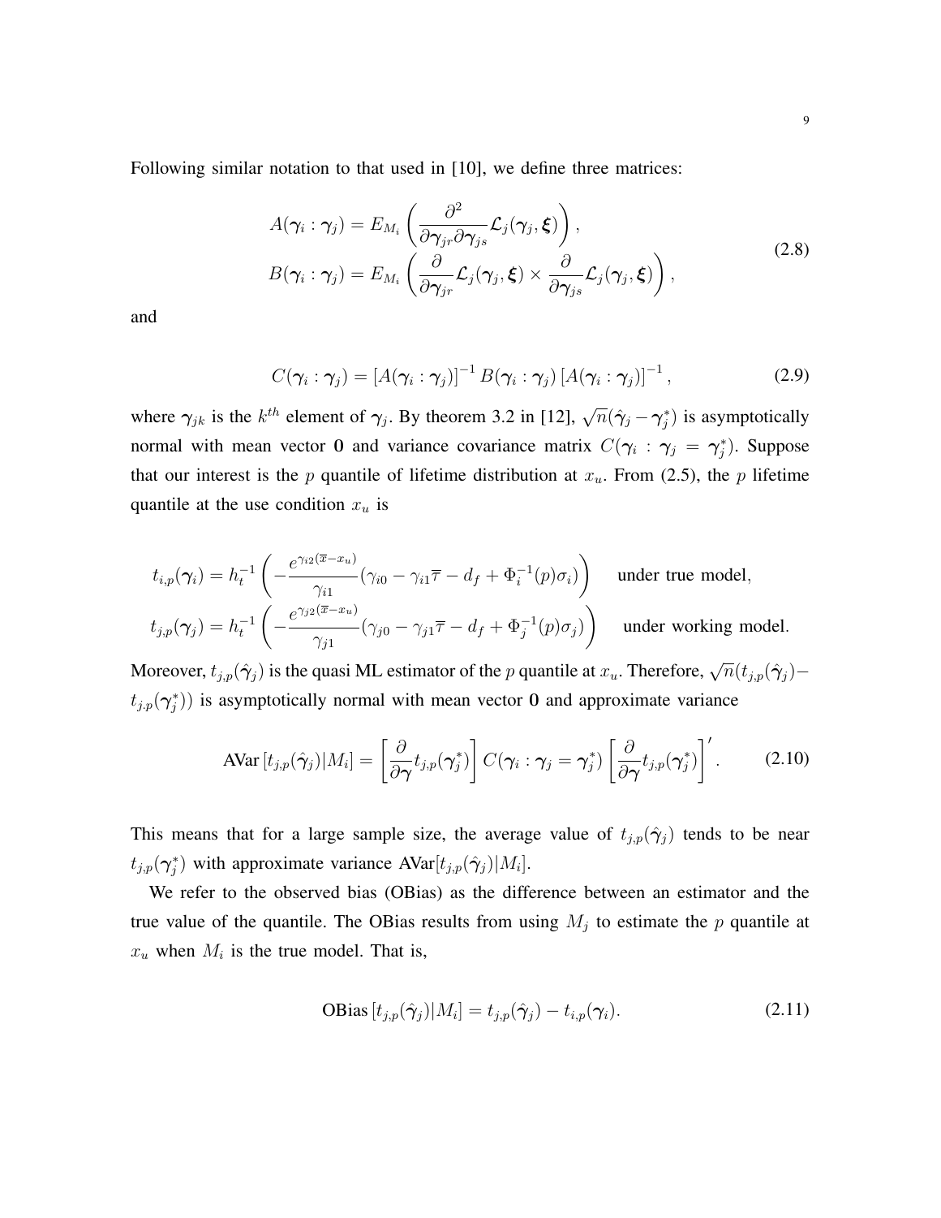Following similar notation to that used in [10], we define three matrices:

$$
\begin{aligned}
A(\boldsymbol{\gamma}_i : \boldsymbol{\gamma}_j) &= E_{M_i}\left(\frac{\partial^2}{\partial \boldsymbol{\gamma}_{jr} \partial \boldsymbol{\gamma}_{js}} \mathcal{L}_j(\boldsymbol{\gamma}_j, \boldsymbol{\xi})\right), \\
B(\boldsymbol{\gamma}_i : \boldsymbol{\gamma}_j) &= E_{M_i}\left(\frac{\partial}{\partial \boldsymbol{\gamma}_{jr}} \mathcal{L}_j(\boldsymbol{\gamma}_j, \boldsymbol{\xi}) \times \frac{\partial}{\partial \boldsymbol{\gamma}_{js}} \mathcal{L}_j(\boldsymbol{\gamma}_j, \boldsymbol{\xi})\right),
\end{aligned}
\tag{2.8}
$$

and

$$
C(\boldsymbol{\gamma}_i : \boldsymbol{\gamma}_j) = \left[A(\boldsymbol{\gamma}_i : \boldsymbol{\gamma}_j)\right]^{-1} B(\boldsymbol{\gamma}_i : \boldsymbol{\gamma}_j) \left[A(\boldsymbol{\gamma}_i : \boldsymbol{\gamma}_j)\right]^{-1}, \tag{2.9}
$$

where $\boldsymbol{\gamma}_{jk}$ is the $k^{th}$ element of $\boldsymbol{\gamma}_j$. By theorem 3.2 in [12], $\sqrt{n}(\hat{\boldsymbol{\gamma}}_j - \boldsymbol{\gamma}_j^*)$ is asymptotically normal with mean vector $\mathbf{0}$ and variance covariance matrix $C(\boldsymbol{\gamma}_i : \boldsymbol{\gamma}_j = \boldsymbol{\gamma}_j^*)$. Suppose that our interest is the $p$ quantile of lifetime distribution at $x_u$. From (2.5), the $p$ lifetime quantile at the use condition $x_u$ is

$$
\begin{aligned}
t_{i,p}(\boldsymbol{\gamma}_i) &= h_t^{-1}\left(-\frac{e^{\gamma_{i2}(\overline{x} - x_u)}}{\gamma_{i1}}(\gamma_{i0} - \gamma_{i1}\overline{\tau} - d_f + \Phi_i^{-1}(p)\sigma_i)\right) \quad \text{under true model,} \\
t_{j,p}(\boldsymbol{\gamma}_j) &= h_t^{-1}\left(-\frac{e^{\gamma_{j2}(\overline{x} - x_u)}}{\gamma_{j1}}(\gamma_{j0} - \gamma_{j1}\overline{\tau} - d_f + \Phi_j^{-1}(p)\sigma_j)\right) \quad \text{under working model.}
\end{aligned}
$$

Moreover, $t_{j,p}(\hat{\boldsymbol{\gamma}}_j)$ is the quasi ML estimator of the $p$ quantile at $x_u$. Therefore, $\sqrt{n}(t_{j,p}(\hat{\boldsymbol{\gamma}}_j) - t_{j,p}(\boldsymbol{\gamma}_j^*))$ is asymptotically normal with mean vector $\mathbf{0}$ and approximate variance

$$
\text{AVar}\left[t_{j,p}(\hat{\boldsymbol{\gamma}}_j)|M_i\right] = \left[\frac{\partial}{\partial \boldsymbol{\gamma}} t_{j,p}(\boldsymbol{\gamma}_j^*)\right] C(\boldsymbol{\gamma}_i : \boldsymbol{\gamma}_j = \boldsymbol{\gamma}_j^*) \left[\frac{\partial}{\partial \boldsymbol{\gamma}} t_{j,p}(\boldsymbol{\gamma}_j^*)\right]'. \tag{2.10}
$$

This means that for a large sample size, the average value of $t_{j,p}(\hat{\boldsymbol{\gamma}}_j)$ tends to be near $t_{j,p}(\boldsymbol{\gamma}_j^*)$ with approximate variance $\text{AVar}[t_{j,p}(\hat{\boldsymbol{\gamma}}_j)|M_i]$.

We refer to the observed bias (OBias) as the difference between an estimator and the true value of the quantile. The OBias results from using $M_j$ to estimate the $p$ quantile at $x_u$ when $M_i$ is the true model. That is,

$$
\text{OBias}\left[t_{j,p}(\hat{\boldsymbol{\gamma}}_j)|M_i\right] = t_{j,p}(\hat{\boldsymbol{\gamma}}_j) - t_{i,p}(\boldsymbol{\gamma}_i). \tag{2.11}
$$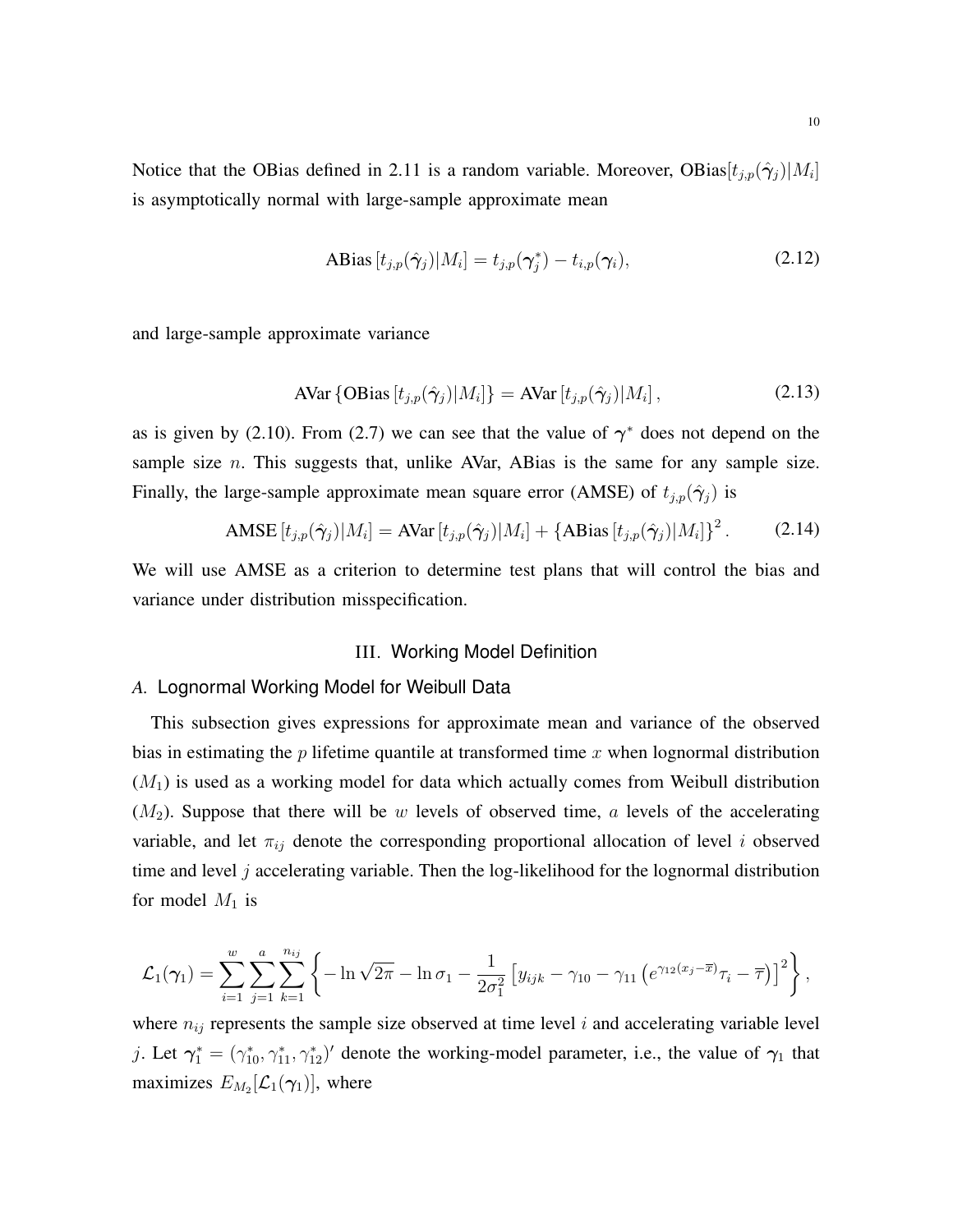Notice that the OBias defined in 2.11 is a random variable. Moreover, OBias$[t_{j,p}(\hat{\boldsymbol{\gamma}}_j)|M_i]$ is asymptotically normal with large-sample approximate mean

$$\text{ABias}\left[t_{j,p}(\hat{\boldsymbol{\gamma}}_j)|M_i\right] = t_{j,p}(\boldsymbol{\gamma}_j^*) - t_{i,p}(\boldsymbol{\gamma}_i), \tag{2.12}$$

and large-sample approximate variance

$$\text{AVar}\left\{\text{OBias}\left[t_{j,p}(\hat{\boldsymbol{\gamma}}_j)|M_i\right]\right\} = \text{AVar}\left[t_{j,p}(\hat{\boldsymbol{\gamma}}_j)|M_i\right], \tag{2.13}$$

as is given by (2.10). From (2.7) we can see that the value of $\boldsymbol{\gamma}^*$ does not depend on the sample size $n$. This suggests that, unlike AVar, ABias is the same for any sample size. Finally, the large-sample approximate mean square error (AMSE) of $t_{j,p}(\hat{\boldsymbol{\gamma}}_j)$ is

$$\text{AMSE}\left[t_{j,p}(\hat{\boldsymbol{\gamma}}_j)|M_i\right] = \text{AVar}\left[t_{j,p}(\hat{\boldsymbol{\gamma}}_j)|M_i\right] + \left\{\text{ABias}\left[t_{j,p}(\hat{\boldsymbol{\gamma}}_j)|M_i\right]\right\}^2. \tag{2.14}$$

We will use AMSE as a criterion to determine test plans that will control the bias and variance under distribution misspecification.

## III. Working Model Definition

### *A.* Lognormal Working Model for Weibull Data

This subsection gives expressions for approximate mean and variance of the observed bias in estimating the $p$ lifetime quantile at transformed time $x$ when lognormal distribution ($M_1$) is used as a working model for data which actually comes from Weibull distribution ($M_2$). Suppose that there will be $w$ levels of observed time, $a$ levels of the accelerating variable, and let $\pi_{ij}$ denote the corresponding proportional allocation of level $i$ observed time and level $j$ accelerating variable. Then the log-likelihood for the lognormal distribution for model $M_1$ is

$$\mathcal{L}_1(\boldsymbol{\gamma}_1) = \sum_{i=1}^{w}\sum_{j=1}^{a}\sum_{k=1}^{n_{ij}}\left\{-\ln\sqrt{2\pi} - \ln\sigma_1 - \frac{1}{2\sigma_1^2}\left[y_{ijk} - \gamma_{10} - \gamma_{11}\left(e^{\gamma_{12}(x_j - \overline{x})}\tau_i - \overline{\tau}\right)\right]^2\right\},$$

where $n_{ij}$ represents the sample size observed at time level $i$ and accelerating variable level $j$. Let $\boldsymbol{\gamma}_1^* = (\gamma_{10}^*, \gamma_{11}^*, \gamma_{12}^*)'$ denote the working-model parameter, i.e., the value of $\boldsymbol{\gamma}_1$ that maximizes $E_{M_2}[\mathcal{L}_1(\boldsymbol{\gamma}_1)]$, where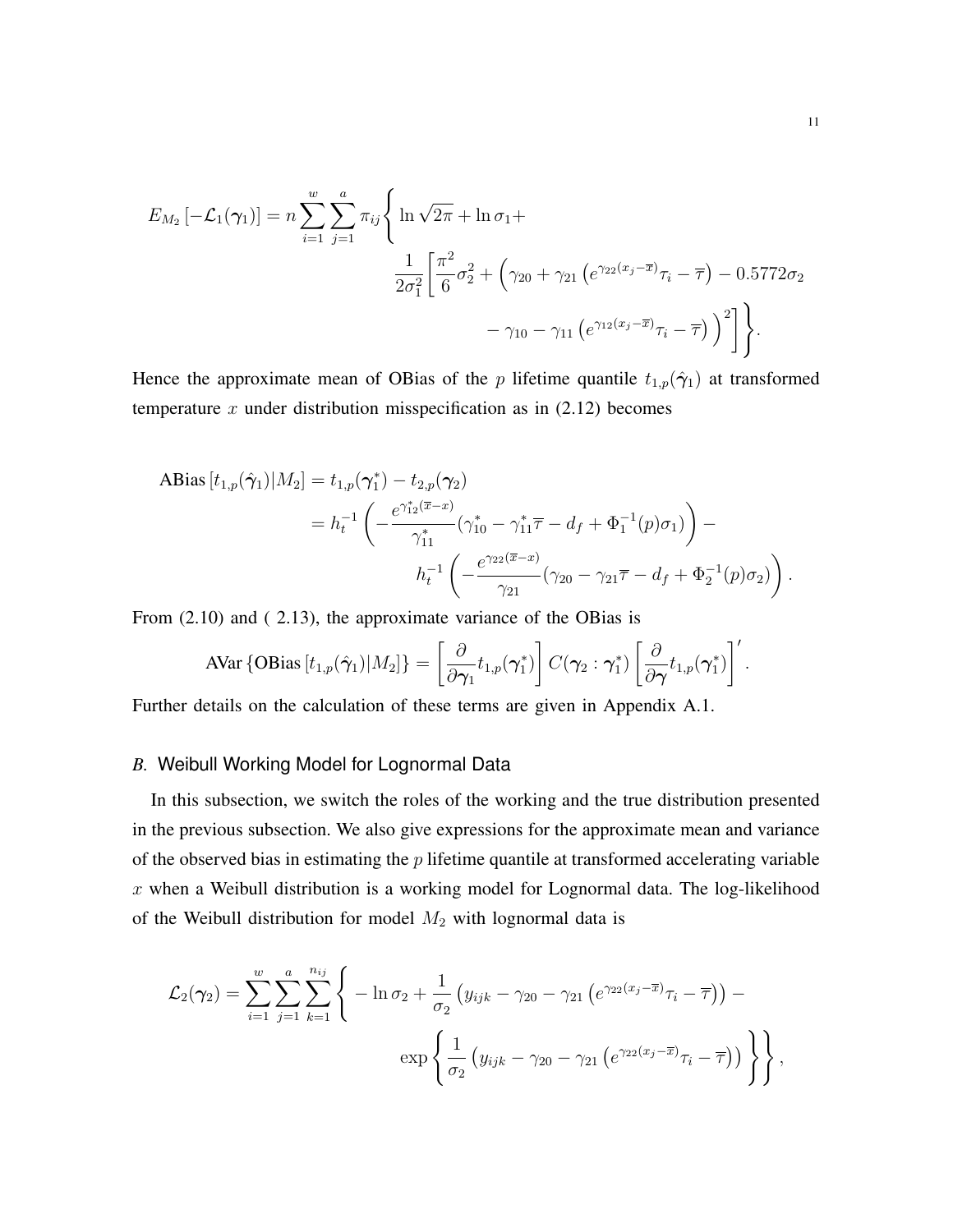$$E_{M_2}\left[-\mathcal{L}_1(\boldsymbol{\gamma}_1)\right] = n\sum_{i=1}^{w}\sum_{j=1}^{a}\pi_{ij}\Bigg\{\ln\sqrt{2\pi} + \ln\sigma_1 + \frac{1}{2\sigma_1^2}\Bigg[\frac{\pi^2}{6}\sigma_2^2 + \Big(\gamma_{20} + \gamma_{21}\left(e^{\gamma_{22}(x_j-\overline{x})}\tau_i - \overline{\tau}\right) - 0.5772\sigma_2 - \gamma_{10} - \gamma_{11}\left(e^{\gamma_{12}(x_j-\overline{x})}\tau_i - \overline{\tau}\right)\Big)^2\Bigg]\Bigg\}.$$

Hence the approximate mean of OBias of the $p$ lifetime quantile $t_{1,p}(\hat{\boldsymbol{\gamma}}_1)$ at transformed temperature $x$ under distribution misspecification as in (2.12) becomes

$$\begin{aligned}
\text{ABias}\left[t_{1,p}(\hat{\boldsymbol{\gamma}}_1)|M_2\right] &= t_{1,p}(\boldsymbol{\gamma}_1^*) - t_{2,p}(\boldsymbol{\gamma}_2) \\
&= h_t^{-1}\left(-\frac{e^{\gamma_{12}^*(\overline{x}-x)}}{\gamma_{11}^*}(\gamma_{10}^* - \gamma_{11}^*\overline{\tau} - d_f + \Phi_1^{-1}(p)\sigma_1)\right) - \\
&\qquad h_t^{-1}\left(-\frac{e^{\gamma_{22}(\overline{x}-x)}}{\gamma_{21}}(\gamma_{20} - \gamma_{21}\overline{\tau} - d_f + \Phi_2^{-1}(p)\sigma_2)\right).
\end{aligned}$$

From (2.10) and ( 2.13), the approximate variance of the OBias is

$$\text{AVar}\left\{\text{OBias}\left[t_{1,p}(\hat{\boldsymbol{\gamma}}_1)|M_2\right]\right\} = \left[\frac{\partial}{\partial\boldsymbol{\gamma}_1}t_{1,p}(\boldsymbol{\gamma}_1^*)\right]C(\boldsymbol{\gamma}_2 : \boldsymbol{\gamma}_1^*)\left[\frac{\partial}{\partial\boldsymbol{\gamma}}t_{1,p}(\boldsymbol{\gamma}_1^*)\right]'.$$

Further details on the calculation of these terms are given in Appendix A.1.

### *B.* Weibull Working Model for Lognormal Data

In this subsection, we switch the roles of the working and the true distribution presented in the previous subsection. We also give expressions for the approximate mean and variance of the observed bias in estimating the $p$ lifetime quantile at transformed accelerating variable $x$ when a Weibull distribution is a working model for Lognormal data. The log-likelihood of the Weibull distribution for model $M_2$ with lognormal data is

$$\mathcal{L}_2(\boldsymbol{\gamma}_2) = \sum_{i=1}^{w}\sum_{j=1}^{a}\sum_{k=1}^{n_{ij}}\Bigg\{-\ln\sigma_2 + \frac{1}{\sigma_2}\left(y_{ijk} - \gamma_{20} - \gamma_{21}\left(e^{\gamma_{22}(x_j-\overline{x})}\tau_i - \overline{\tau}\right)\right) - \exp\left\{\frac{1}{\sigma_2}\left(y_{ijk} - \gamma_{20} - \gamma_{21}\left(e^{\gamma_{22}(x_j-\overline{x})}\tau_i - \overline{\tau}\right)\right)\right\}\Bigg\},$$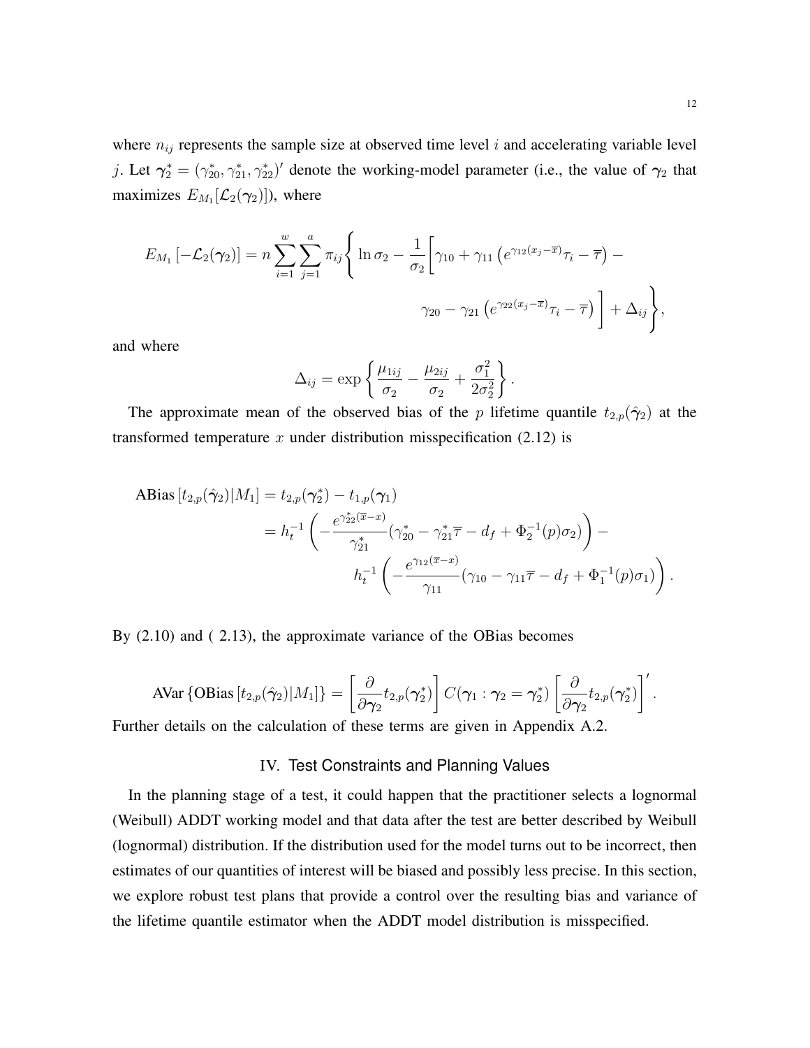where $n_{ij}$ represents the sample size at observed time level $i$ and accelerating variable level $j$. Let $\boldsymbol{\gamma}_2^* = (\gamma_{20}^*, \gamma_{21}^*, \gamma_{22}^*)'$ denote the working-model parameter (i.e., the value of $\boldsymbol{\gamma}_2$ that maximizes $E_{M_1}[\mathcal{L}_2(\boldsymbol{\gamma}_2)]$), where

$$
\begin{aligned}
E_{M_1}\left[-\mathcal{L}_2(\boldsymbol{\gamma}_2)\right] = n \sum_{i=1}^{w} \sum_{j=1}^{a} \pi_{ij} \Bigg\{ \ln \sigma_2 - \frac{1}{\sigma_2} \Big[ & \gamma_{10} + \gamma_{11}\left(e^{\gamma_{12}(x_j - \overline{x})}\tau_i - \overline{\tau}\right) - \\
& \gamma_{20} - \gamma_{21}\left(e^{\gamma_{22}(x_j - \overline{x})}\tau_i - \overline{\tau}\right) \Big] + \Delta_{ij} \Bigg\},
\end{aligned}
$$

and where

$$
\Delta_{ij} = \exp\left\{ \frac{\mu_{1ij}}{\sigma_2} - \frac{\mu_{2ij}}{\sigma_2} + \frac{\sigma_1^2}{2\sigma_2^2} \right\}.
$$

The approximate mean of the observed bias of the $p$ lifetime quantile $t_{2,p}(\hat{\boldsymbol{\gamma}}_2)$ at the transformed temperature $x$ under distribution misspecification (2.12) is

$$
\begin{aligned}
\text{ABias}\left[t_{2,p}(\hat{\boldsymbol{\gamma}}_2)|M_1\right] &= t_{2,p}(\boldsymbol{\gamma}_2^*) - t_{1,p}(\boldsymbol{\gamma}_1) \\
&= h_t^{-1}\left( -\frac{e^{\gamma_{22}^*(\overline{x} - x)}}{\gamma_{21}^*}(\gamma_{20}^* - \gamma_{21}^*\overline{\tau} - d_f + \Phi_2^{-1}(p)\sigma_2) \right) - \\
&\qquad h_t^{-1}\left( -\frac{e^{\gamma_{12}(\overline{x} - x)}}{\gamma_{11}}(\gamma_{10} - \gamma_{11}\overline{\tau} - d_f + \Phi_1^{-1}(p)\sigma_1) \right).
\end{aligned}
$$

By (2.10) and ( 2.13), the approximate variance of the OBias becomes

$$
\text{AVar}\left\{\text{OBias}\left[t_{2,p}(\hat{\boldsymbol{\gamma}}_2)|M_1\right]\right\} = \left[\frac{\partial}{\partial \boldsymbol{\gamma}_2} t_{2,p}(\boldsymbol{\gamma}_2^*)\right] C(\boldsymbol{\gamma}_1 : \boldsymbol{\gamma}_2 = \boldsymbol{\gamma}_2^*) \left[\frac{\partial}{\partial \boldsymbol{\gamma}_2} t_{2,p}(\boldsymbol{\gamma}_2^*)\right]'.
$$

Further details on the calculation of these terms are given in Appendix A.2.

## IV. Test Constraints and Planning Values

In the planning stage of a test, it could happen that the practitioner selects a lognormal (Weibull) ADDT working model and that data after the test are better described by Weibull (lognormal) distribution. If the distribution used for the model turns out to be incorrect, then estimates of our quantities of interest will be biased and possibly less precise. In this section, we explore robust test plans that provide a control over the resulting bias and variance of the lifetime quantile estimator when the ADDT model distribution is misspecified.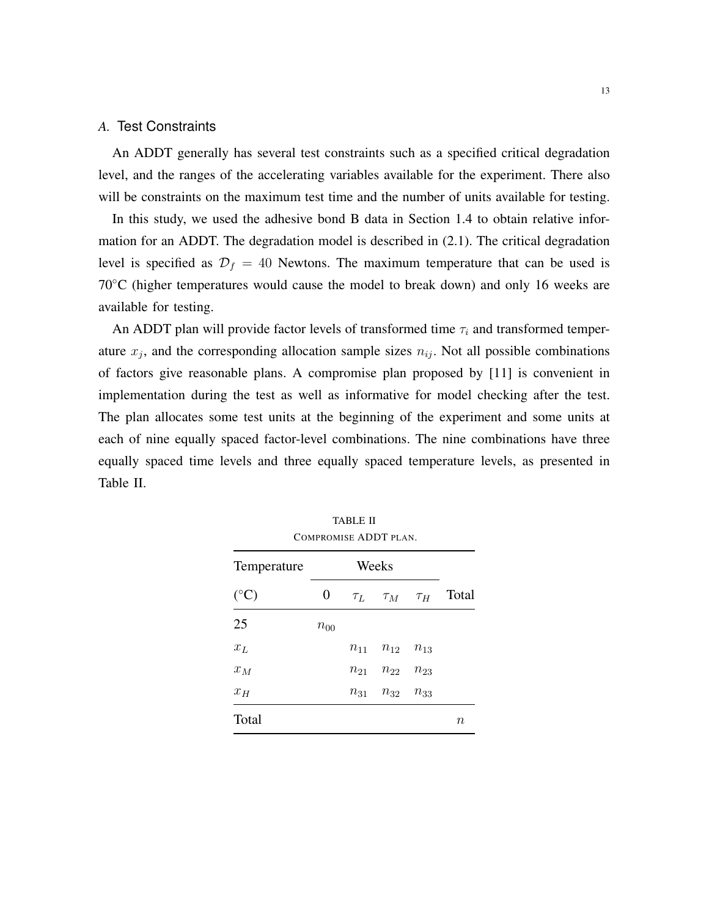### *A.* Test Constraints

An ADDT generally has several test constraints such as a specified critical degradation level, and the ranges of the accelerating variables available for the experiment. There also will be constraints on the maximum test time and the number of units available for testing.

In this study, we used the adhesive bond B data in Section 1.4 to obtain relative information for an ADDT. The degradation model is described in (2.1). The critical degradation level is specified as $\mathcal{D}_f = 40$ Newtons. The maximum temperature that can be used is 70°C (higher temperatures would cause the model to break down) and only 16 weeks are available for testing.

An ADDT plan will provide factor levels of transformed time $\tau_i$ and transformed temperature $x_j$, and the corresponding allocation sample sizes $n_{ij}$. Not all possible combinations of factors give reasonable plans. A compromise plan proposed by [11] is convenient in implementation during the test as well as informative for model checking after the test. The plan allocates some test units at the beginning of the experiment and some units at each of nine equally spaced factor-level combinations. The nine combinations have three equally spaced time levels and three equally spaced temperature levels, as presented in Table II.

TABLE II
COMPROMISE ADDT PLAN.

| Temperature | Weeks | | | | |
|---|---|---|---|---|---|
| (°C) | 0 | $\tau_L$ | $\tau_M$ | $\tau_H$ | Total |
| 25 | $n_{00}$ | | | | |
| $x_L$ | | $n_{11}$ | $n_{12}$ | $n_{13}$ | |
| $x_M$ | | $n_{21}$ | $n_{22}$ | $n_{23}$ | |
| $x_H$ | | $n_{31}$ | $n_{32}$ | $n_{33}$ | |
| Total | | | | | $n$ |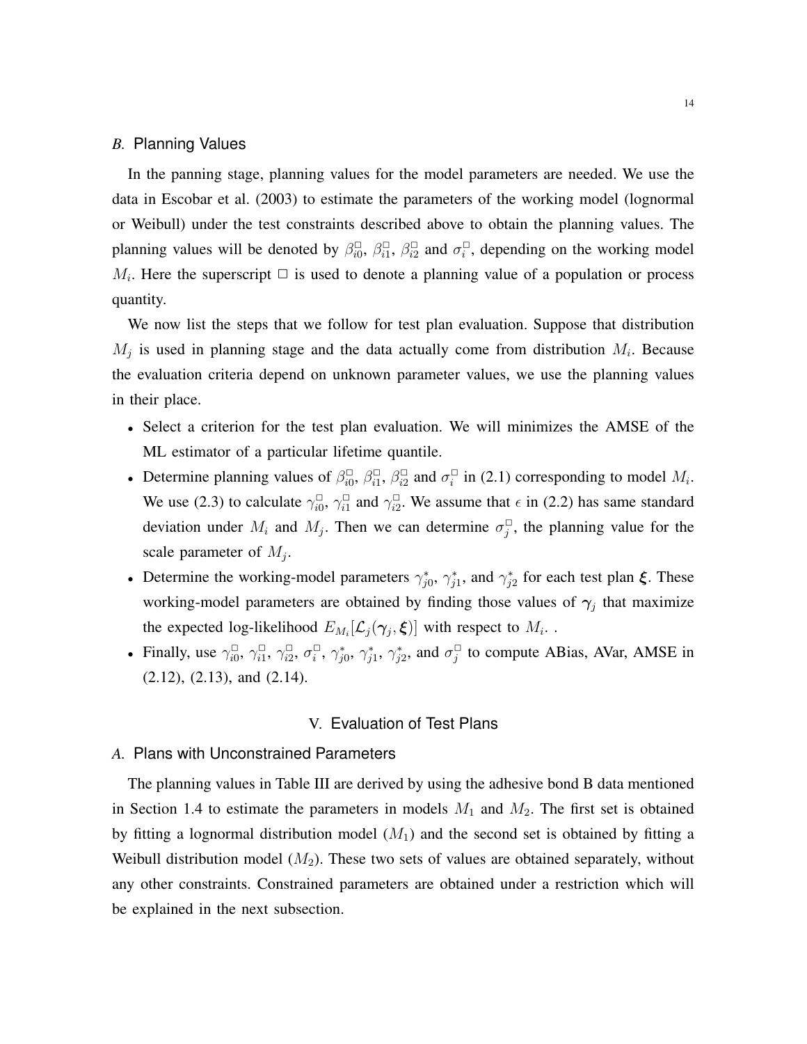### *B.* Planning Values

In the panning stage, planning values for the model parameters are needed. We use the data in Escobar et al. (2003) to estimate the parameters of the working model (lognormal or Weibull) under the test constraints described above to obtain the planning values. The planning values will be denoted by $\beta_{i0}^{\square}$, $\beta_{i1}^{\square}$, $\beta_{i2}^{\square}$ and $\sigma_i^{\square}$, depending on the working model $M_i$. Here the superscript $\square$ is used to denote a planning value of a population or process quantity.

We now list the steps that we follow for test plan evaluation. Suppose that distribution $M_j$ is used in planning stage and the data actually come from distribution $M_i$. Because the evaluation criteria depend on unknown parameter values, we use the planning values in their place.

- Select a criterion for the test plan evaluation. We will minimizes the AMSE of the ML estimator of a particular lifetime quantile.
- Determine planning values of $\beta_{i0}^{\square}$, $\beta_{i1}^{\square}$, $\beta_{i2}^{\square}$ and $\sigma_i^{\square}$ in (2.1) corresponding to model $M_i$. We use (2.3) to calculate $\gamma_{i0}^{\square}$, $\gamma_{i1}^{\square}$ and $\gamma_{i2}^{\square}$. We assume that $\epsilon$ in (2.2) has same standard deviation under $M_i$ and $M_j$. Then we can determine $\sigma_j^{\square}$, the planning value for the scale parameter of $M_j$.
- Determine the working-model parameters $\gamma_{j0}^{*}$, $\gamma_{j1}^{*}$, and $\gamma_{j2}^{*}$ for each test plan $\boldsymbol{\xi}$. These working-model parameters are obtained by finding those values of $\boldsymbol{\gamma}_j$ that maximize the expected log-likelihood $E_{M_i}[\mathcal{L}_j(\boldsymbol{\gamma}_j, \boldsymbol{\xi})]$ with respect to $M_i$. .
- Finally, use $\gamma_{i0}^{\square}$, $\gamma_{i1}^{\square}$, $\gamma_{i2}^{\square}$, $\sigma_i^{\square}$, $\gamma_{j0}^{*}$, $\gamma_{j1}^{*}$, $\gamma_{j2}^{*}$, and $\sigma_j^{\square}$ to compute ABias, AVar, AMSE in (2.12), (2.13), and (2.14).

## V. Evaluation of Test Plans

### *A.* Plans with Unconstrained Parameters

The planning values in Table III are derived by using the adhesive bond B data mentioned in Section 1.4 to estimate the parameters in models $M_1$ and $M_2$. The first set is obtained by fitting a lognormal distribution model ($M_1$) and the second set is obtained by fitting a Weibull distribution model ($M_2$). These two sets of values are obtained separately, without any other constraints. Constrained parameters are obtained under a restriction which will be explained in the next subsection.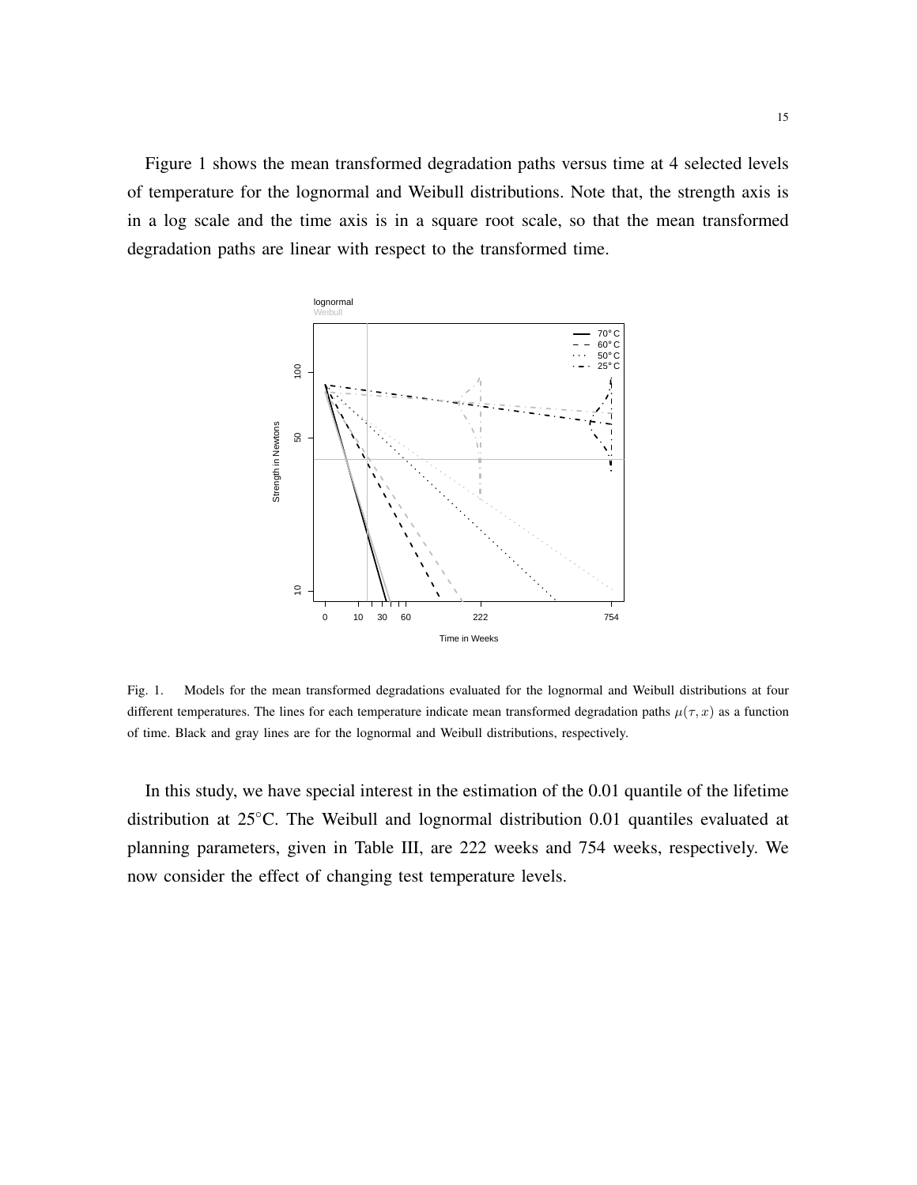Figure 1 shows the mean transformed degradation paths versus time at 4 selected levels of temperature for the lognormal and Weibull distributions. Note that, the strength axis is in a log scale and the time axis is in a square root scale, so that the mean transformed degradation paths are linear with respect to the transformed time.

Fig. 1. Models for the mean transformed degradations evaluated for the lognormal and Weibull distributions at four different temperatures. The lines for each temperature indicate mean transformed degradation paths $\mu(\tau, x)$ as a function of time. Black and gray lines are for the lognormal and Weibull distributions, respectively.

In this study, we have special interest in the estimation of the 0.01 quantile of the lifetime distribution at 25°C. The Weibull and lognormal distribution 0.01 quantiles evaluated at planning parameters, given in Table III, are 222 weeks and 754 weeks, respectively. We now consider the effect of changing test temperature levels.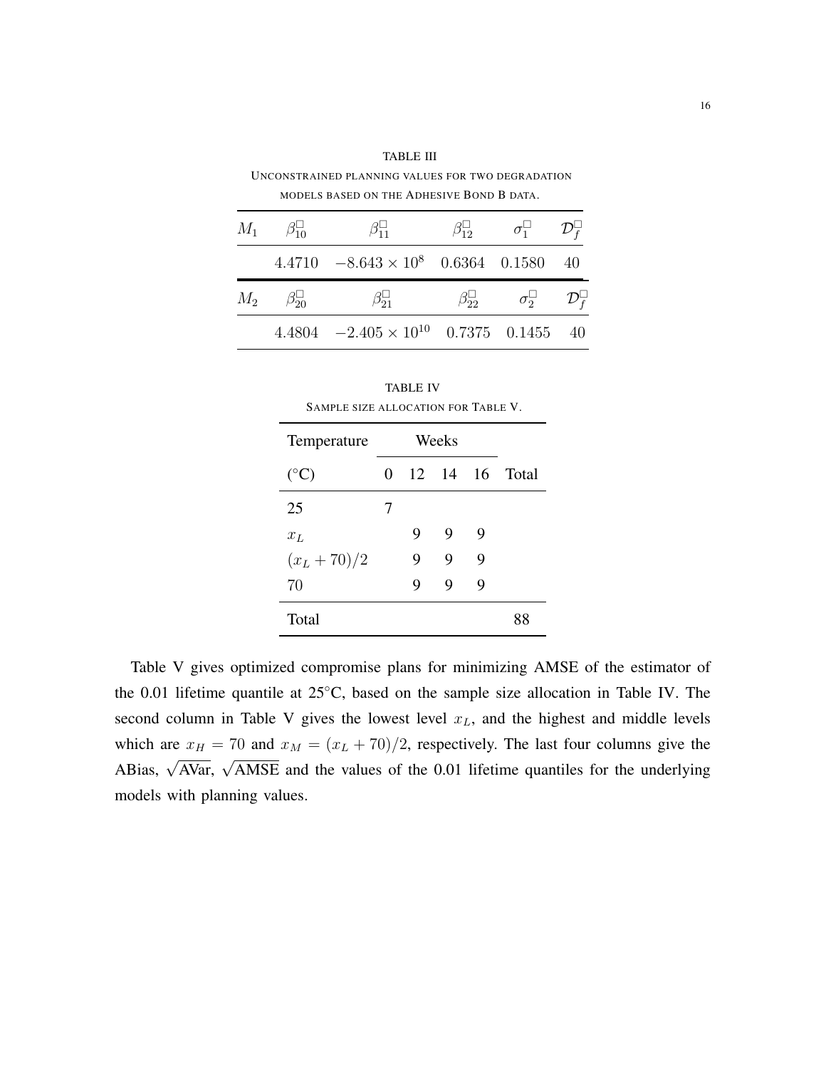TABLE III

UNCONSTRAINED PLANNING VALUES FOR TWO DEGRADATION MODELS BASED ON THE ADHESIVE BOND B DATA.

| $M_1$ | $\beta_{10}^{\square}$ | $\beta_{11}^{\square}$ | $\beta_{12}^{\square}$ | $\sigma_1^{\square}$ | $\mathcal{D}_f^{\square}$ |
|---|---|---|---|---|---|
| | 4.4710 | $-8.643 \times 10^8$ | 0.6364 | 0.1580 | 40 |
| $M_2$ | $\beta_{20}^{\square}$ | $\beta_{21}^{\square}$ | $\beta_{22}^{\square}$ | $\sigma_2^{\square}$ | $\mathcal{D}_f^{\square}$ |
| | 4.4804 | $-2.405 \times 10^{10}$ | 0.7375 | 0.1455 | 40 |

TABLE IV

SAMPLE SIZE ALLOCATION FOR TABLE V.

| Temperature | Weeks | | | | |
|---|---|---|---|---|---|
| (°C) | 0 | 12 | 14 | 16 | Total |
| 25 | 7 | | | | |
| $x_L$ | | 9 | 9 | 9 | |
| $(x_L + 70)/2$ | | 9 | 9 | 9 | |
| 70 | | 9 | 9 | 9 | |
| Total | | | | | 88 |

Table V gives optimized compromise plans for minimizing AMSE of the estimator of the 0.01 lifetime quantile at 25°C, based on the sample size allocation in Table IV. The second column in Table V gives the lowest level $x_L$, and the highest and middle levels which are $x_H = 70$ and $x_M = (x_L + 70)/2$, respectively. The last four columns give the ABias, $\sqrt{\text{AVar}}$, $\sqrt{\text{AMSE}}$ and the values of the 0.01 lifetime quantiles for the underlying models with planning values.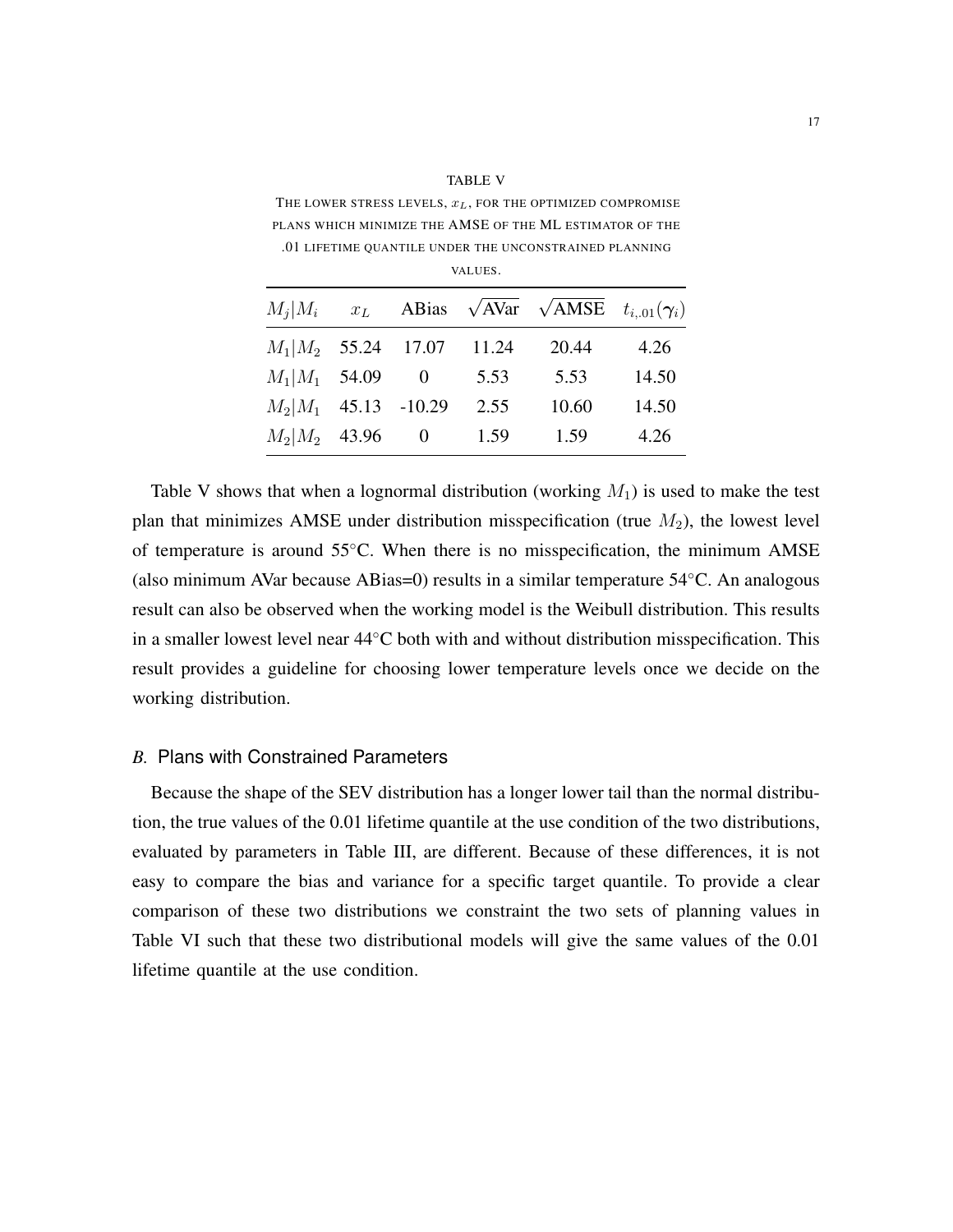TABLE V

THE LOWER STRESS LEVELS, $x_L$, FOR THE OPTIMIZED COMPROMISE PLANS WHICH MINIMIZE THE AMSE OF THE ML ESTIMATOR OF THE .01 LIFETIME QUANTILE UNDER THE UNCONSTRAINED PLANNING VALUES.

| $M_j \mid M_i$ | $x_L$ | ABias | $\sqrt{\text{AVar}}$ | $\sqrt{\text{AMSE}}$ | $t_{i,.01}(\boldsymbol{\gamma}_i)$ |
|---|---|---|---|---|---|
| $M_1 \mid M_2$ | 55.24 | 17.07 | 11.24 | 20.44 | 4.26 |
| $M_1 \mid M_1$ | 54.09 | 0 | 5.53 | 5.53 | 14.50 |
| $M_2 \mid M_1$ | 45.13 | -10.29 | 2.55 | 10.60 | 14.50 |
| $M_2 \mid M_2$ | 43.96 | 0 | 1.59 | 1.59 | 4.26 |

Table V shows that when a lognormal distribution (working $M_1$) is used to make the test plan that minimizes AMSE under distribution misspecification (true $M_2$), the lowest level of temperature is around 55°C. When there is no misspecification, the minimum AMSE (also minimum AVar because ABias=0) results in a similar temperature 54°C. An analogous result can also be observed when the working model is the Weibull distribution. This results in a smaller lowest level near 44°C both with and without distribution misspecification. This result provides a guideline for choosing lower temperature levels once we decide on the working distribution.

## *B.* Plans with Constrained Parameters

Because the shape of the SEV distribution has a longer lower tail than the normal distribution, the true values of the 0.01 lifetime quantile at the use condition of the two distributions, evaluated by parameters in Table III, are different. Because of these differences, it is not easy to compare the bias and variance for a specific target quantile. To provide a clear comparison of these two distributions we constraint the two sets of planning values in Table VI such that these two distributional models will give the same values of the 0.01 lifetime quantile at the use condition.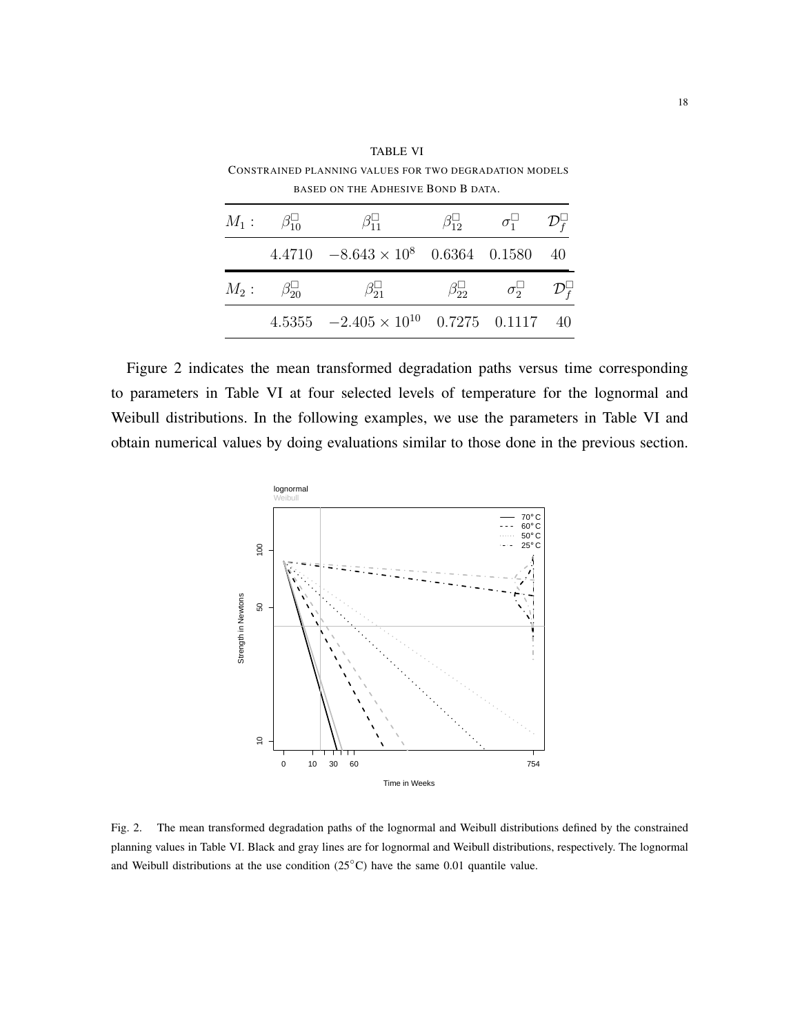TABLE VI

CONSTRAINED PLANNING VALUES FOR TWO DEGRADATION MODELS BASED ON THE ADHESIVE BOND B DATA.

| $M_1$ : | $\beta_{10}^{\square}$ | $\beta_{11}^{\square}$ | $\beta_{12}^{\square}$ | $\sigma_1^{\square}$ | $\mathcal{D}_f^{\square}$ |
|---|---|---|---|---|---|
| | 4.4710 | $-8.643 \times 10^8$ | 0.6364 | 0.1580 | 40 |
| $M_2$ : | $\beta_{20}^{\square}$ | $\beta_{21}^{\square}$ | $\beta_{22}^{\square}$ | $\sigma_2^{\square}$ | $\mathcal{D}_f^{\square}$ |
| | 4.5355 | $-2.405 \times 10^{10}$ | 0.7275 | 0.1117 | 40 |

Figure 2 indicates the mean transformed degradation paths versus time corresponding to parameters in Table VI at four selected levels of temperature for the lognormal and Weibull distributions. In the following examples, we use the parameters in Table VI and obtain numerical values by doing evaluations similar to those done in the previous section.

Fig. 2. The mean transformed degradation paths of the lognormal and Weibull distributions defined by the constrained planning values in Table VI. Black and gray lines are for lognormal and Weibull distributions, respectively. The lognormal and Weibull distributions at the use condition (25°C) have the same 0.01 quantile value.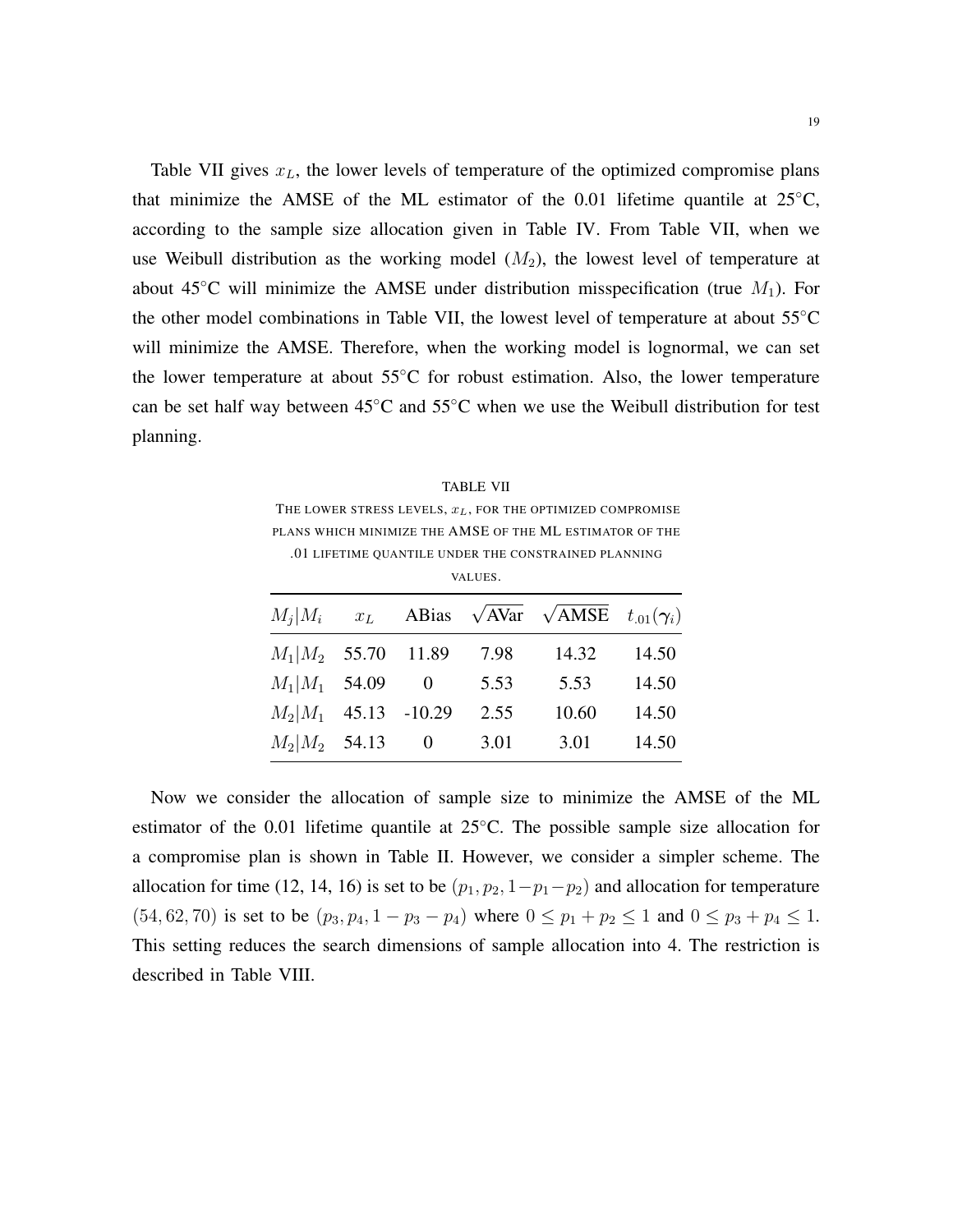Table VII gives $x_L$, the lower levels of temperature of the optimized compromise plans that minimize the AMSE of the ML estimator of the 0.01 lifetime quantile at 25°C, according to the sample size allocation given in Table IV. From Table VII, when we use Weibull distribution as the working model ($M_2$), the lowest level of temperature at about 45°C will minimize the AMSE under distribution misspecification (true $M_1$). For the other model combinations in Table VII, the lowest level of temperature at about 55°C will minimize the AMSE. Therefore, when the working model is lognormal, we can set the lower temperature at about 55°C for robust estimation. Also, the lower temperature can be set half way between 45°C and 55°C when we use the Weibull distribution for test planning.

TABLE VII

THE LOWER STRESS LEVELS, $x_L$, FOR THE OPTIMIZED COMPROMISE PLANS WHICH MINIMIZE THE AMSE OF THE ML ESTIMATOR OF THE .01 LIFETIME QUANTILE UNDER THE CONSTRAINED PLANNING VALUES.

| $M_j \mid M_i$ | $x_L$ | ABias | $\sqrt{\text{AVar}}$ | $\sqrt{\text{AMSE}}$ | $t_{.01}(\boldsymbol{\gamma}_i)$ |
|---|---|---|---|---|---|
| $M_1 \mid M_2$ | 55.70 | 11.89 | 7.98 | 14.32 | 14.50 |
| $M_1 \mid M_1$ | 54.09 | 0 | 5.53 | 5.53 | 14.50 |
| $M_2 \mid M_1$ | 45.13 | -10.29 | 2.55 | 10.60 | 14.50 |
| $M_2 \mid M_2$ | 54.13 | 0 | 3.01 | 3.01 | 14.50 |

Now we consider the allocation of sample size to minimize the AMSE of the ML estimator of the 0.01 lifetime quantile at 25°C. The possible sample size allocation for a compromise plan is shown in Table II. However, we consider a simpler scheme. The allocation for time (12, 14, 16) is set to be $(p_1, p_2, 1-p_1-p_2)$ and allocation for temperature $(54, 62, 70)$ is set to be $(p_3, p_4, 1-p_3-p_4)$ where $0 \leq p_1 + p_2 \leq 1$ and $0 \leq p_3 + p_4 \leq 1$. This setting reduces the search dimensions of sample allocation into 4. The restriction is described in Table VIII.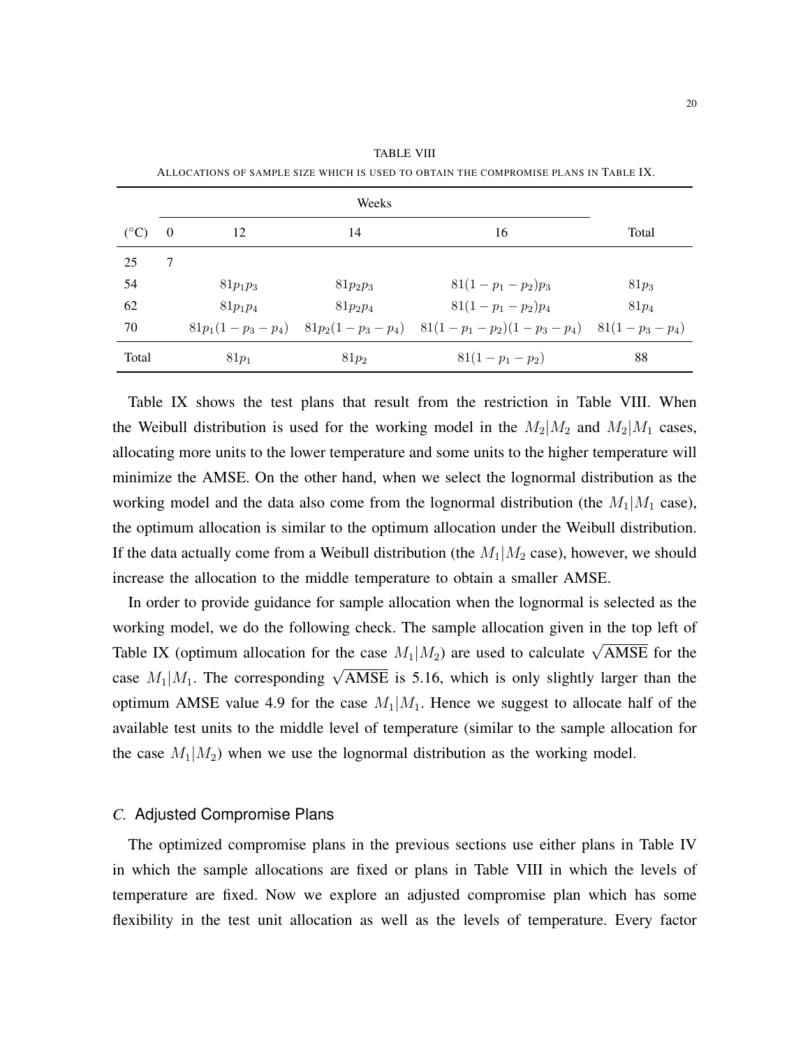TABLE VIII

ALLOCATIONS OF SAMPLE SIZE WHICH IS USED TO OBTAIN THE COMPROMISE PLANS IN TABLE IX.

| | Weeks | | | | |
|---|---|---|---|---|---|
| (°C) | 0 | 12 | 14 | 16 | Total |
| 25 | 7 | | | | |
| 54 | | $81p_1p_3$ | $81p_2p_3$ | $81(1-p_1-p_2)p_3$ | $81p_3$ |
| 62 | | $81p_1p_4$ | $81p_2p_4$ | $81(1-p_1-p_2)p_4$ | $81p_4$ |
| 70 | | $81p_1(1-p_3-p_4)$ | $81p_2(1-p_3-p_4)$ | $81(1-p_1-p_2)(1-p_3-p_4)$ | $81(1-p_3-p_4)$ |
| Total | | $81p_1$ | $81p_2$ | $81(1-p_1-p_2)$ | 88 |

Table IX shows the test plans that result from the restriction in Table VIII. When the Weibull distribution is used for the working model in the $M_2|M_2$ and $M_2|M_1$ cases, allocating more units to the lower temperature and some units to the higher temperature will minimize the AMSE. On the other hand, when we select the lognormal distribution as the working model and the data also come from the lognormal distribution (the $M_1|M_1$ case), the optimum allocation is similar to the optimum allocation under the Weibull distribution. If the data actually come from a Weibull distribution (the $M_1|M_2$ case), however, we should increase the allocation to the middle temperature to obtain a smaller AMSE.

In order to provide guidance for sample allocation when the lognormal is selected as the working model, we do the following check. The sample allocation given in the top left of Table IX (optimum allocation for the case $M_1|M_2$) are used to calculate $\sqrt{\text{AMSE}}$ for the case $M_1|M_1$. The corresponding $\sqrt{\text{AMSE}}$ is 5.16, which is only slightly larger than the optimum AMSE value 4.9 for the case $M_1|M_1$. Hence we suggest to allocate half of the available test units to the middle level of temperature (similar to the sample allocation for the case $M_1|M_2$) when we use the lognormal distribution as the working model.

### *C.* Adjusted Compromise Plans

The optimized compromise plans in the previous sections use either plans in Table IV in which the sample allocations are fixed or plans in Table VIII in which the levels of temperature are fixed. Now we explore an adjusted compromise plan which has some flexibility in the test unit allocation as well as the levels of temperature. Every factor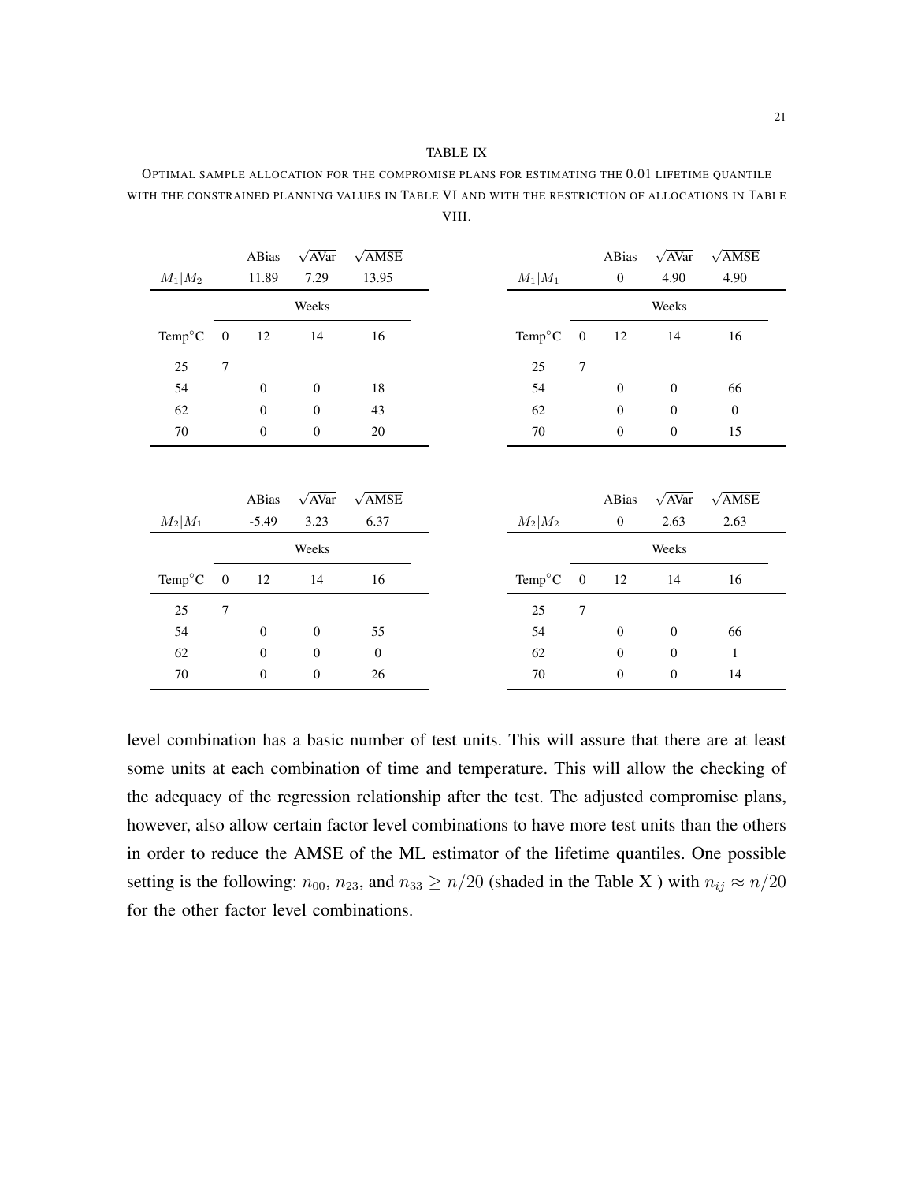TABLE IX

OPTIMAL SAMPLE ALLOCATION FOR THE COMPROMISE PLANS FOR ESTIMATING THE 0.01 LIFETIME QUANTILE WITH THE CONSTRAINED PLANNING VALUES IN TABLE VI AND WITH THE RESTRICTION OF ALLOCATIONS IN TABLE VIII.

| | | ABias | $\sqrt{\text{AVar}}$ | $\sqrt{\text{AMSE}}$ |
|---|---|---|---|---|
| $M_1 \vert M_2$ | | 11.89 | 7.29 | 13.95 |
| | Weeks | | | |
| Temp°C | 0 | 12 | 14 | 16 |
| 25 | 7 | | | |
| 54 | | 0 | 0 | 18 |
| 62 | | 0 | 0 | 43 |
| 70 | | 0 | 0 | 20 |

| | | ABias | $\sqrt{\text{AVar}}$ | $\sqrt{\text{AMSE}}$ |
|---|---|---|---|---|
| $M_1 \vert M_1$ | | 0 | 4.90 | 4.90 |
| | Weeks | | | |
| Temp°C | 0 | 12 | 14 | 16 |
| 25 | 7 | | | |
| 54 | | 0 | 0 | 66 |
| 62 | | 0 | 0 | 0 |
| 70 | | 0 | 0 | 15 |

| | | ABias | $\sqrt{\text{AVar}}$ | $\sqrt{\text{AMSE}}$ |
|---|---|---|---|---|
| $M_2 \vert M_1$ | | -5.49 | 3.23 | 6.37 |
| | Weeks | | | |
| Temp°C | 0 | 12 | 14 | 16 |
| 25 | 7 | | | |
| 54 | | 0 | 0 | 55 |
| 62 | | 0 | 0 | 0 |
| 70 | | 0 | 0 | 26 |

| | | ABias | $\sqrt{\text{AVar}}$ | $\sqrt{\text{AMSE}}$ |
|---|---|---|---|---|
| $M_2 \vert M_2$ | | 0 | 2.63 | 2.63 |
| | Weeks | | | |
| Temp°C | 0 | 12 | 14 | 16 |
| 25 | 7 | | | |
| 54 | | 0 | 0 | 66 |
| 62 | | 0 | 0 | 1 |
| 70 | | 0 | 0 | 14 |

level combination has a basic number of test units. This will assure that there are at least some units at each combination of time and temperature. This will allow the checking of the adequacy of the regression relationship after the test. The adjusted compromise plans, however, also allow certain factor level combinations to have more test units than the others in order to reduce the AMSE of the ML estimator of the lifetime quantiles. One possible setting is the following: $n_{00}$, $n_{23}$, and $n_{33} \geq n/20$ (shaded in the Table X ) with $n_{ij} \approx n/20$ for the other factor level combinations.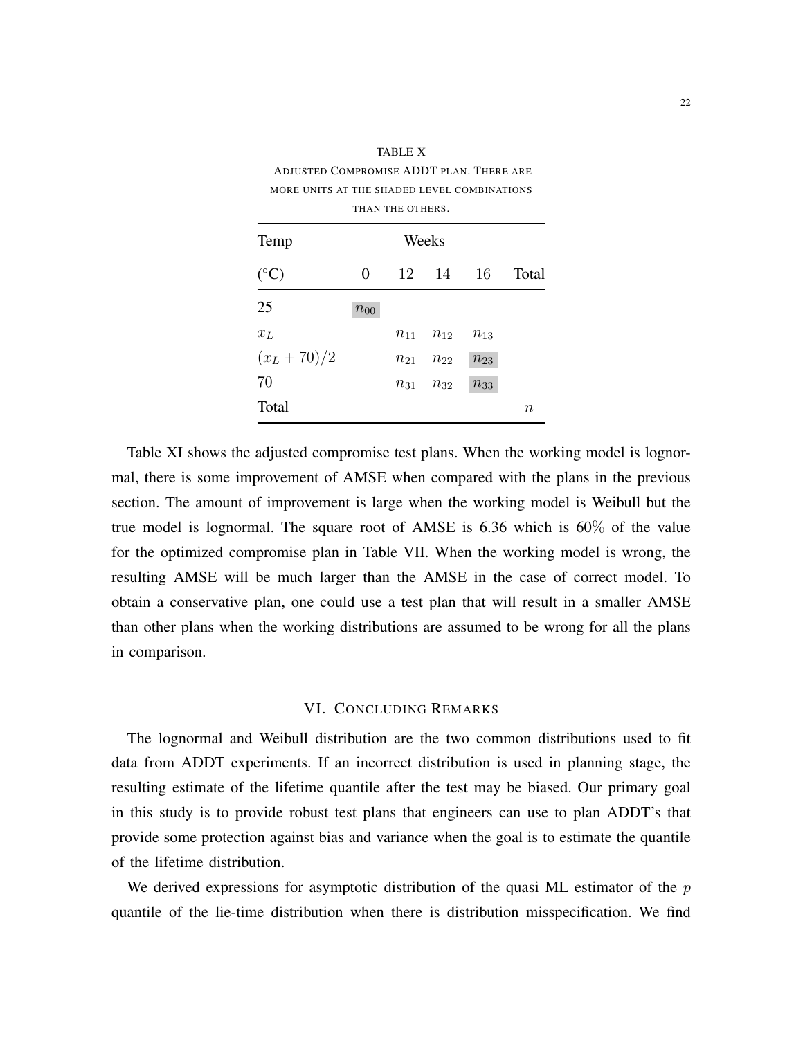TABLE X

ADJUSTED COMPROMISE ADDT PLAN. THERE ARE MORE UNITS AT THE SHADED LEVEL COMBINATIONS THAN THE OTHERS.

| Temp | Weeks | | | | |
|---|---|---|---|---|---|
| (°C) | 0 | 12 | 14 | 16 | Total |
| 25 | $n_{00}$ | | | | |
| $x_L$ | | $n_{11}$ | $n_{12}$ | $n_{13}$ | |
| $(x_L + 70)/2$ | | $n_{21}$ | $n_{22}$ | $n_{23}$ | |
| 70 | | $n_{31}$ | $n_{32}$ | $n_{33}$ | |
| Total | | | | | $n$ |

Table XI shows the adjusted compromise test plans. When the working model is lognormal, there is some improvement of AMSE when compared with the plans in the previous section. The amount of improvement is large when the working model is Weibull but the true model is lognormal. The square root of AMSE is 6.36 which is 60% of the value for the optimized compromise plan in Table VII. When the working model is wrong, the resulting AMSE will be much larger than the AMSE in the case of correct model. To obtain a conservative plan, one could use a test plan that will result in a smaller AMSE than other plans when the working distributions are assumed to be wrong for all the plans in comparison.

## VI. CONCLUDING REMARKS

The lognormal and Weibull distribution are the two common distributions used to fit data from ADDT experiments. If an incorrect distribution is used in planning stage, the resulting estimate of the lifetime quantile after the test may be biased. Our primary goal in this study is to provide robust test plans that engineers can use to plan ADDT's that provide some protection against bias and variance when the goal is to estimate the quantile of the lifetime distribution.

We derived expressions for asymptotic distribution of the quasi ML estimator of the $p$ quantile of the lie-time distribution when there is distribution misspecification. We find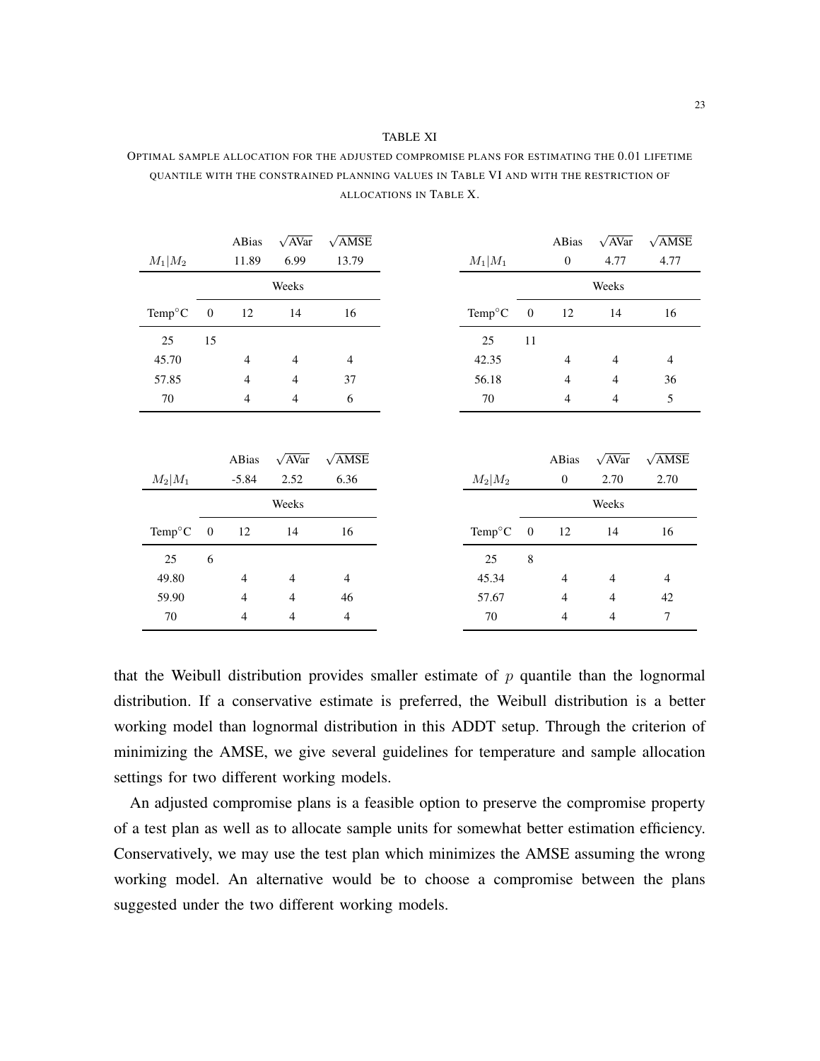TABLE XI

OPTIMAL SAMPLE ALLOCATION FOR THE ADJUSTED COMPROMISE PLANS FOR ESTIMATING THE 0.01 LIFETIME QUANTILE WITH THE CONSTRAINED PLANNING VALUES IN TABLE VI AND WITH THE RESTRICTION OF ALLOCATIONS IN TABLE X.

| | | ABias | $\sqrt{\text{AVar}}$ | $\sqrt{\text{AMSE}}$ |
|---|---|---|---|---|
| $M_1\|M_2$ | | 11.89 | 6.99 | 13.79 |
| | Weeks | | | |
| Temp°C | 0 | 12 | 14 | 16 |
| 25 | 15 | | | |
| 45.70 | | 4 | 4 | 4 |
| 57.85 | | 4 | 4 | 37 |
| 70 | | 4 | 4 | 6 |

| | | ABias | $\sqrt{\text{AVar}}$ | $\sqrt{\text{AMSE}}$ |
|---|---|---|---|---|
| $M_1\|M_1$ | | 0 | 4.77 | 4.77 |
| | Weeks | | | |
| Temp°C | 0 | 12 | 14 | 16 |
| 25 | 11 | | | |
| 42.35 | | 4 | 4 | 4 |
| 56.18 | | 4 | 4 | 36 |
| 70 | | 4 | 4 | 5 |

| | | ABias | $\sqrt{\text{AVar}}$ | $\sqrt{\text{AMSE}}$ |
|---|---|---|---|---|
| $M_2\|M_1$ | | -5.84 | 2.52 | 6.36 |
| | Weeks | | | |
| Temp°C | 0 | 12 | 14 | 16 |
| 25 | 6 | | | |
| 49.80 | | 4 | 4 | 4 |
| 59.90 | | 4 | 4 | 46 |
| 70 | | 4 | 4 | 4 |

| | | ABias | $\sqrt{\text{AVar}}$ | $\sqrt{\text{AMSE}}$ |
|---|---|---|---|---|
| $M_2\|M_2$ | | 0 | 2.70 | 2.70 |
| | Weeks | | | |
| Temp°C | 0 | 12 | 14 | 16 |
| 25 | 8 | | | |
| 45.34 | | 4 | 4 | 4 |
| 57.67 | | 4 | 4 | 42 |
| 70 | | 4 | 4 | 7 |

that the Weibull distribution provides smaller estimate of $p$ quantile than the lognormal distribution. If a conservative estimate is preferred, the Weibull distribution is a better working model than lognormal distribution in this ADDT setup. Through the criterion of minimizing the AMSE, we give several guidelines for temperature and sample allocation settings for two different working models.

An adjusted compromise plans is a feasible option to preserve the compromise property of a test plan as well as to allocate sample units for somewhat better estimation efficiency. Conservatively, we may use the test plan which minimizes the AMSE assuming the wrong working model. An alternative would be to choose a compromise between the plans suggested under the two different working models.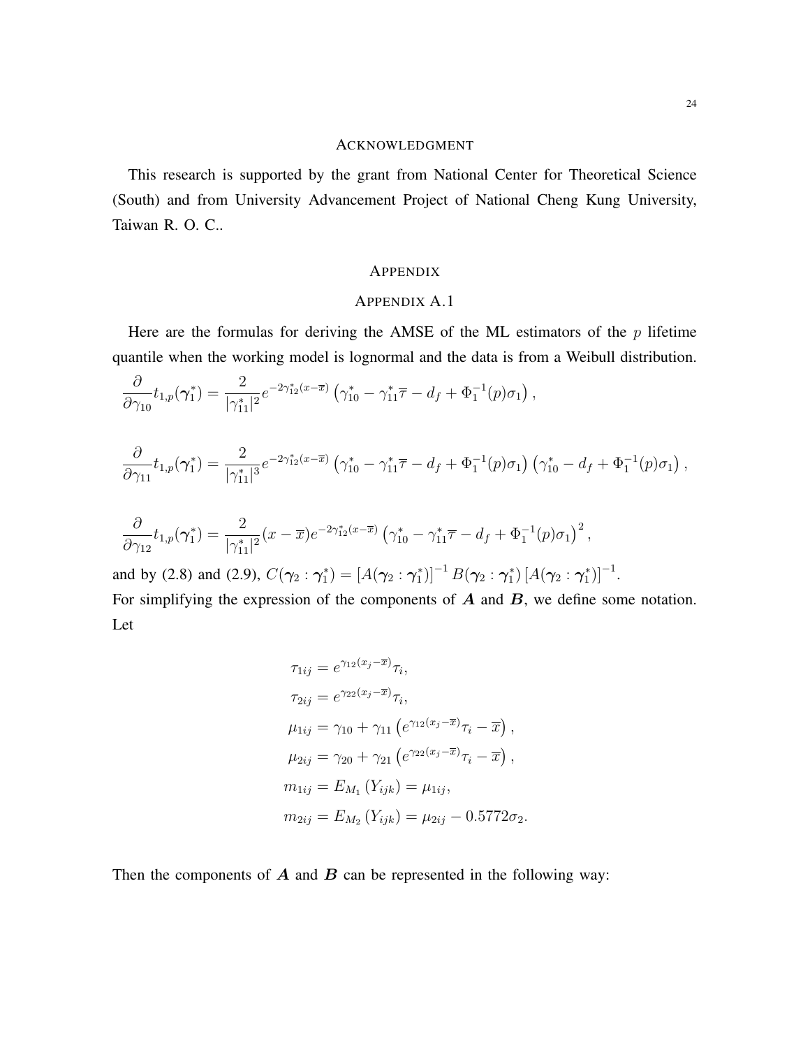## Acknowledgment

This research is supported by the grant from National Center for Theoretical Science (South) and from University Advancement Project of National Cheng Kung University, Taiwan R. O. C..

## Appendix

### Appendix A.1

Here are the formulas for deriving the AMSE of the ML estimators of the $p$ lifetime quantile when the working model is lognormal and the data is from a Weibull distribution.

$$\frac{\partial}{\partial \gamma_{10}} t_{1,p}(\boldsymbol{\gamma}_1^*) = \frac{2}{|\gamma_{11}^*|^2} e^{-2\gamma_{12}^*(x-\overline{x})} \left(\gamma_{10}^* - \gamma_{11}^* \overline{\tau} - d_f + \Phi_1^{-1}(p)\sigma_1\right),$$

$$\frac{\partial}{\partial \gamma_{11}} t_{1,p}(\boldsymbol{\gamma}_1^*) = \frac{2}{|\gamma_{11}^*|^3} e^{-2\gamma_{12}^*(x-\overline{x})} \left(\gamma_{10}^* - \gamma_{11}^* \overline{\tau} - d_f + \Phi_1^{-1}(p)\sigma_1\right)\left(\gamma_{10}^* - d_f + \Phi_1^{-1}(p)\sigma_1\right),$$

$$\frac{\partial}{\partial \gamma_{12}} t_{1,p}(\boldsymbol{\gamma}_1^*) = \frac{2}{|\gamma_{11}^*|^2} (x-\overline{x}) e^{-2\gamma_{12}^*(x-\overline{x})} \left(\gamma_{10}^* - \gamma_{11}^* \overline{\tau} - d_f + \Phi_1^{-1}(p)\sigma_1\right)^2,$$

and by (2.8) and (2.9), $C(\boldsymbol{\gamma}_2 : \boldsymbol{\gamma}_1^*) = \left[A(\boldsymbol{\gamma}_2 : \boldsymbol{\gamma}_1^*)\right]^{-1} B(\boldsymbol{\gamma}_2 : \boldsymbol{\gamma}_1^*) \left[A(\boldsymbol{\gamma}_2 : \boldsymbol{\gamma}_1^*)\right]^{-1}$.

For simplifying the expression of the components of $\boldsymbol{A}$ and $\boldsymbol{B}$, we define some notation. Let

$$\begin{aligned}
\tau_{1ij} &= e^{\gamma_{12}(x_j-\overline{x})}\tau_i, \\
\tau_{2ij} &= e^{\gamma_{22}(x_j-\overline{x})}\tau_i, \\
\mu_{1ij} &= \gamma_{10} + \gamma_{11}\left(e^{\gamma_{12}(x_j-\overline{x})}\tau_i - \overline{x}\right), \\
\mu_{2ij} &= \gamma_{20} + \gamma_{21}\left(e^{\gamma_{22}(x_j-\overline{x})}\tau_i - \overline{x}\right), \\
m_{1ij} &= E_{M_1}\left(Y_{ijk}\right) = \mu_{1ij}, \\
m_{2ij} &= E_{M_2}\left(Y_{ijk}\right) = \mu_{2ij} - 0.5772\sigma_2.
\end{aligned}$$

Then the components of $\boldsymbol{A}$ and $\boldsymbol{B}$ can be represented in the following way: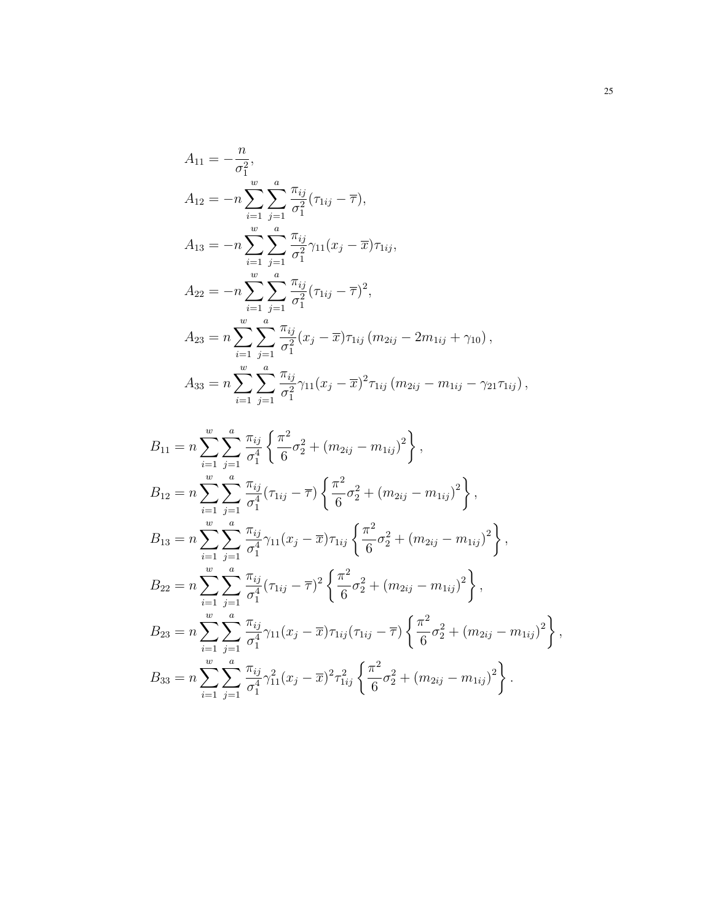$$
\begin{aligned}
A_{11} &= -\frac{n}{\sigma_1^2}, \\
A_{12} &= -n \sum_{i=1}^{w} \sum_{j=1}^{a} \frac{\pi_{ij}}{\sigma_1^2} (\tau_{1ij} - \overline{\tau}), \\
A_{13} &= -n \sum_{i=1}^{w} \sum_{j=1}^{a} \frac{\pi_{ij}}{\sigma_1^2} \gamma_{11} (x_j - \overline{x}) \tau_{1ij}, \\
A_{22} &= -n \sum_{i=1}^{w} \sum_{j=1}^{a} \frac{\pi_{ij}}{\sigma_1^2} (\tau_{1ij} - \overline{\tau})^2, \\
A_{23} &= n \sum_{i=1}^{w} \sum_{j=1}^{a} \frac{\pi_{ij}}{\sigma_1^2} (x_j - \overline{x}) \tau_{1ij} \left( m_{2ij} - 2m_{1ij} + \gamma_{10} \right), \\
A_{33} &= n \sum_{i=1}^{w} \sum_{j=1}^{a} \frac{\pi_{ij}}{\sigma_1^2} \gamma_{11} (x_j - \overline{x})^2 \tau_{1ij} \left( m_{2ij} - m_{1ij} - \gamma_{21} \tau_{1ij} \right),
\end{aligned}
$$

$$
\begin{aligned}
B_{11} &= n \sum_{i=1}^{w} \sum_{j=1}^{a} \frac{\pi_{ij}}{\sigma_1^4} \left\{ \frac{\pi^2}{6} \sigma_2^2 + \left( m_{2ij} - m_{1ij} \right)^2 \right\}, \\
B_{12} &= n \sum_{i=1}^{w} \sum_{j=1}^{a} \frac{\pi_{ij}}{\sigma_1^4} (\tau_{1ij} - \overline{\tau}) \left\{ \frac{\pi^2}{6} \sigma_2^2 + \left( m_{2ij} - m_{1ij} \right)^2 \right\}, \\
B_{13} &= n \sum_{i=1}^{w} \sum_{j=1}^{a} \frac{\pi_{ij}}{\sigma_1^4} \gamma_{11} (x_j - \overline{x}) \tau_{1ij} \left\{ \frac{\pi^2}{6} \sigma_2^2 + \left( m_{2ij} - m_{1ij} \right)^2 \right\}, \\
B_{22} &= n \sum_{i=1}^{w} \sum_{j=1}^{a} \frac{\pi_{ij}}{\sigma_1^4} (\tau_{1ij} - \overline{\tau})^2 \left\{ \frac{\pi^2}{6} \sigma_2^2 + \left( m_{2ij} - m_{1ij} \right)^2 \right\}, \\
B_{23} &= n \sum_{i=1}^{w} \sum_{j=1}^{a} \frac{\pi_{ij}}{\sigma_1^4} \gamma_{11} (x_j - \overline{x}) \tau_{1ij} (\tau_{1ij} - \overline{\tau}) \left\{ \frac{\pi^2}{6} \sigma_2^2 + \left( m_{2ij} - m_{1ij} \right)^2 \right\}, \\
B_{33} &= n \sum_{i=1}^{w} \sum_{j=1}^{a} \frac{\pi_{ij}}{\sigma_1^4} \gamma_{11}^2 (x_j - \overline{x})^2 \tau_{1ij}^2 \left\{ \frac{\pi^2}{6} \sigma_2^2 + \left( m_{2ij} - m_{1ij} \right)^2 \right\}.
\end{aligned}
$$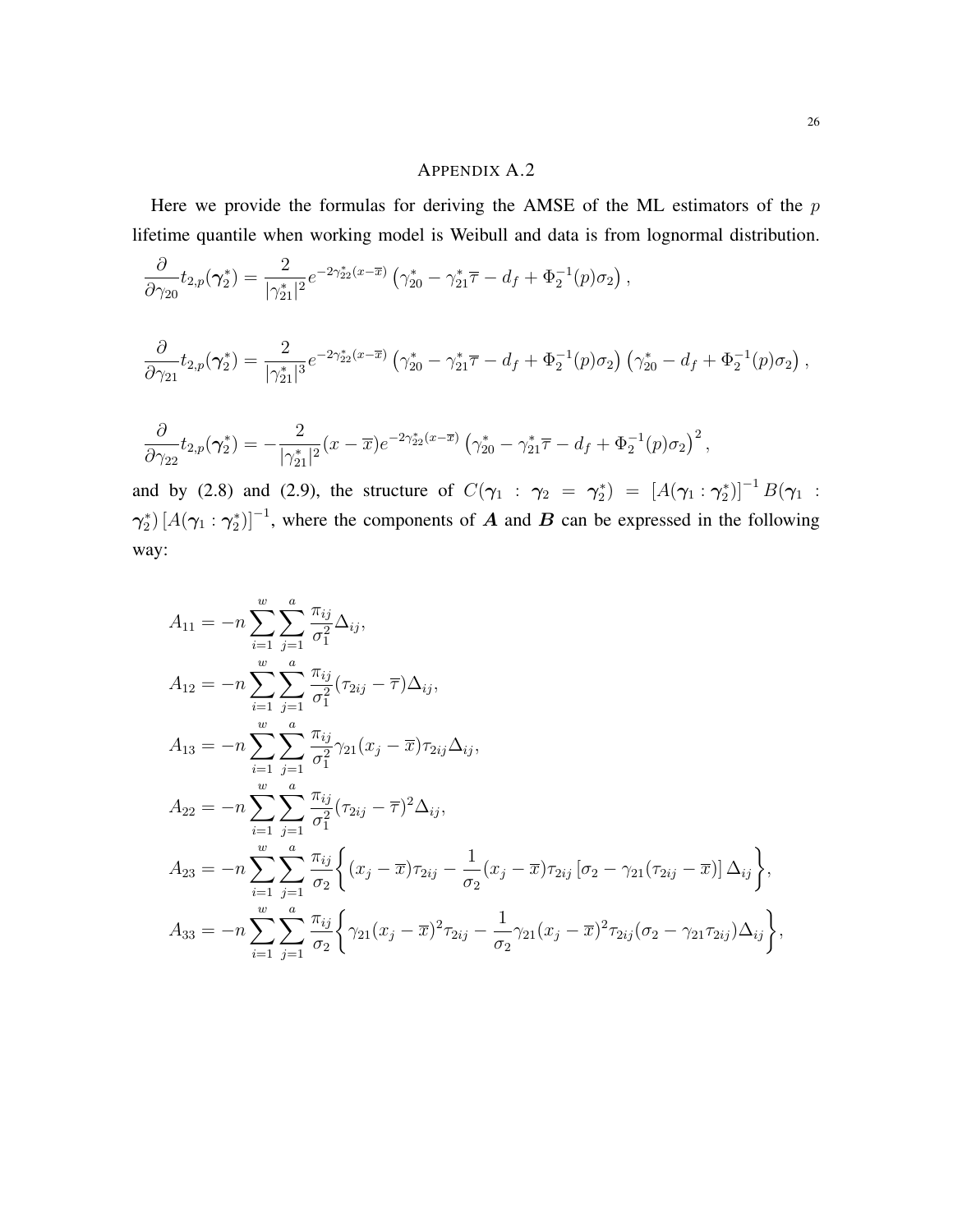## APPENDIX A.2

Here we provide the formulas for deriving the AMSE of the ML estimators of the $p$ lifetime quantile when working model is Weibull and data is from lognormal distribution.

$$\frac{\partial}{\partial \gamma_{20}} t_{2,p}(\boldsymbol{\gamma}_2^*) = \frac{2}{|\gamma_{21}^*|^2} e^{-2\gamma_{22}^*(x-\overline{x})} \left(\gamma_{20}^* - \gamma_{21}^* \overline{\tau} - d_f + \Phi_2^{-1}(p)\sigma_2\right),$$

$$\frac{\partial}{\partial \gamma_{21}} t_{2,p}(\boldsymbol{\gamma}_2^*) = \frac{2}{|\gamma_{21}^*|^3} e^{-2\gamma_{22}^*(x-\overline{x})} \left(\gamma_{20}^* - \gamma_{21}^* \overline{\tau} - d_f + \Phi_2^{-1}(p)\sigma_2\right) \left(\gamma_{20}^* - d_f + \Phi_2^{-1}(p)\sigma_2\right),$$

$$\frac{\partial}{\partial \gamma_{22}} t_{2,p}(\boldsymbol{\gamma}_2^*) = -\frac{2}{|\gamma_{21}^*|^2} (x-\overline{x}) e^{-2\gamma_{22}^*(x-\overline{x})} \left(\gamma_{20}^* - \gamma_{21}^* \overline{\tau} - d_f + \Phi_2^{-1}(p)\sigma_2\right)^2,$$

and by (2.8) and (2.9), the structure of $C(\boldsymbol{\gamma}_1 : \boldsymbol{\gamma}_2 = \boldsymbol{\gamma}_2^*) = [A(\boldsymbol{\gamma}_1 : \boldsymbol{\gamma}_2^*)]^{-1} B(\boldsymbol{\gamma}_1 : \boldsymbol{\gamma}_2^*) [A(\boldsymbol{\gamma}_1 : \boldsymbol{\gamma}_2^*)]^{-1}$, where the components of $\boldsymbol{A}$ and $\boldsymbol{B}$ can be expressed in the following way:

$$\begin{aligned}
A_{11} &= -n \sum_{i=1}^{w} \sum_{j=1}^{a} \frac{\pi_{ij}}{\sigma_1^2} \Delta_{ij}, \\
A_{12} &= -n \sum_{i=1}^{w} \sum_{j=1}^{a} \frac{\pi_{ij}}{\sigma_1^2} (\tau_{2ij} - \overline{\tau}) \Delta_{ij}, \\
A_{13} &= -n \sum_{i=1}^{w} \sum_{j=1}^{a} \frac{\pi_{ij}}{\sigma_1^2} \gamma_{21} (x_j - \overline{x}) \tau_{2ij} \Delta_{ij}, \\
A_{22} &= -n \sum_{i=1}^{w} \sum_{j=1}^{a} \frac{\pi_{ij}}{\sigma_1^2} (\tau_{2ij} - \overline{\tau})^2 \Delta_{ij}, \\
A_{23} &= -n \sum_{i=1}^{w} \sum_{j=1}^{a} \frac{\pi_{ij}}{\sigma_2} \bigg\{ (x_j - \overline{x}) \tau_{2ij} - \frac{1}{\sigma_2} (x_j - \overline{x}) \tau_{2ij} \left[\sigma_2 - \gamma_{21}(\tau_{2ij} - \overline{x})\right] \Delta_{ij} \bigg\}, \\
A_{33} &= -n \sum_{i=1}^{w} \sum_{j=1}^{a} \frac{\pi_{ij}}{\sigma_2} \bigg\{ \gamma_{21} (x_j - \overline{x})^2 \tau_{2ij} - \frac{1}{\sigma_2} \gamma_{21} (x_j - \overline{x})^2 \tau_{2ij} (\sigma_2 - \gamma_{21} \tau_{2ij}) \Delta_{ij} \bigg\},
\end{aligned}$$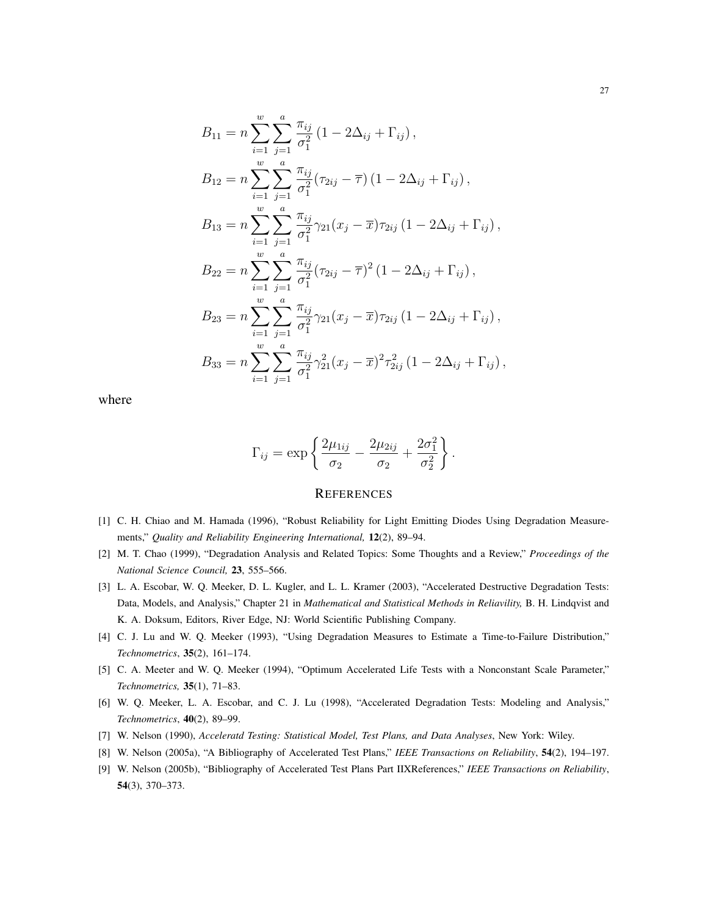$$
\begin{aligned}
B_{11} &= n \sum_{i=1}^{w} \sum_{j=1}^{a} \frac{\pi_{ij}}{\sigma_1^2} \left(1 - 2\Delta_{ij} + \Gamma_{ij}\right), \\
B_{12} &= n \sum_{i=1}^{w} \sum_{j=1}^{a} \frac{\pi_{ij}}{\sigma_1^2} (\tau_{2ij} - \overline{\tau}) \left(1 - 2\Delta_{ij} + \Gamma_{ij}\right), \\
B_{13} &= n \sum_{i=1}^{w} \sum_{j=1}^{a} \frac{\pi_{ij}}{\sigma_1^2} \gamma_{21} (x_j - \overline{x}) \tau_{2ij} \left(1 - 2\Delta_{ij} + \Gamma_{ij}\right), \\
B_{22} &= n \sum_{i=1}^{w} \sum_{j=1}^{a} \frac{\pi_{ij}}{\sigma_1^2} (\tau_{2ij} - \overline{\tau})^2 \left(1 - 2\Delta_{ij} + \Gamma_{ij}\right), \\
B_{23} &= n \sum_{i=1}^{w} \sum_{j=1}^{a} \frac{\pi_{ij}}{\sigma_1^2} \gamma_{21} (x_j - \overline{x}) \tau_{2ij} \left(1 - 2\Delta_{ij} + \Gamma_{ij}\right), \\
B_{33} &= n \sum_{i=1}^{w} \sum_{j=1}^{a} \frac{\pi_{ij}}{\sigma_1^2} \gamma_{21}^2 (x_j - \overline{x})^2 \tau_{2ij}^2 \left(1 - 2\Delta_{ij} + \Gamma_{ij}\right),
\end{aligned}
$$

where

$$
\Gamma_{ij} = \exp\left\{ \frac{2\mu_{1ij}}{\sigma_2} - \frac{2\mu_{2ij}}{\sigma_2} + \frac{2\sigma_1^2}{\sigma_2^2} \right\}.
$$

## REFERENCES

[1] C. H. Chiao and M. Hamada (1996), "Robust Reliability for Light Emitting Diodes Using Degradation Measurements," *Quality and Reliability Engineering International,* **12**(2), 89–94.

[2] M. T. Chao (1999), "Degradation Analysis and Related Topics: Some Thoughts and a Review," *Proceedings of the National Science Council,* **23**, 555–566.

[3] L. A. Escobar, W. Q. Meeker, D. L. Kugler, and L. L. Kramer (2003), "Accelerated Destructive Degradation Tests: Data, Models, and Analysis," Chapter 21 in *Mathematical and Statistical Methods in Reliavility,* B. H. Lindqvist and K. A. Doksum, Editors, River Edge, NJ: World Scientific Publishing Company.

[4] C. J. Lu and W. Q. Meeker (1993), "Using Degradation Measures to Estimate a Time-to-Failure Distribution," *Technometrics*, **35**(2), 161–174.

[5] C. A. Meeter and W. Q. Meeker (1994), "Optimum Accelerated Life Tests with a Nonconstant Scale Parameter," *Technometrics,* **35**(1), 71–83.

[6] W. Q. Meeker, L. A. Escobar, and C. J. Lu (1998), "Accelerated Degradation Tests: Modeling and Analysis," *Technometrics*, **40**(2), 89–99.

[7] W. Nelson (1990), *Acceleratd Testing: Statistical Model, Test Plans, and Data Analyses*, New York: Wiley.

[8] W. Nelson (2005a), "A Bibliography of Accelerated Test Plans," *IEEE Transactions on Reliability*, **54**(2), 194–197.

[9] W. Nelson (2005b), "Bibliography of Accelerated Test Plans Part IIXReferences," *IEEE Transactions on Reliability*, **54**(3), 370–373.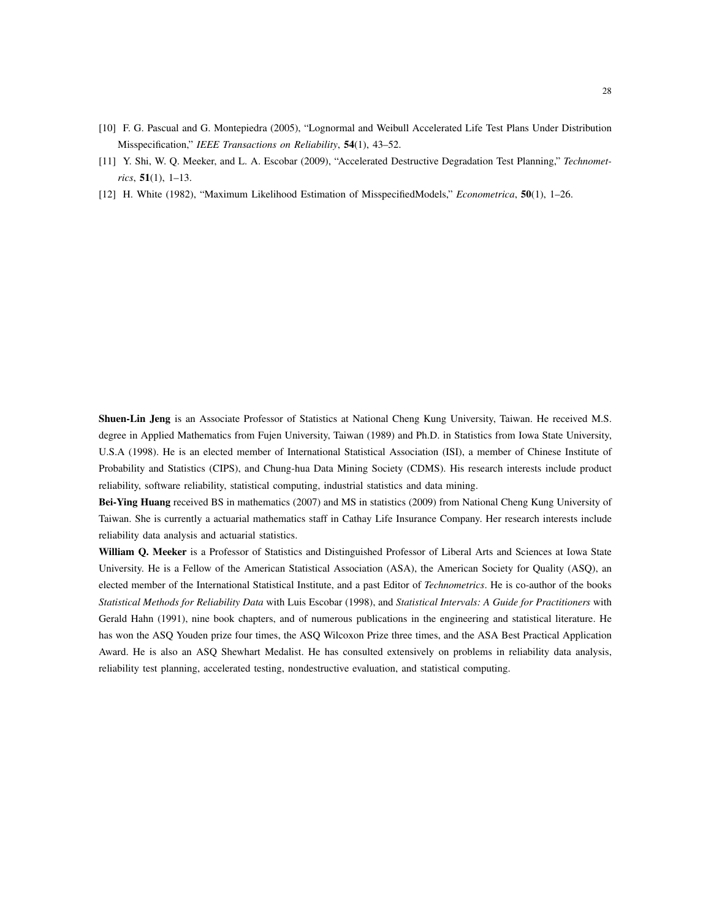[10] F. G. Pascual and G. Montepiedra (2005), "Lognormal and Weibull Accelerated Life Test Plans Under Distribution Misspecification," *IEEE Transactions on Reliability*, **54**(1), 43–52.

[11] Y. Shi, W. Q. Meeker, and L. A. Escobar (2009), "Accelerated Destructive Degradation Test Planning," *Technometrics*, **51**(1), 1–13.

[12] H. White (1982), "Maximum Likelihood Estimation of MisspecifiedModels," *Econometrica*, **50**(1), 1–26.

**Shuen-Lin Jeng** is an Associate Professor of Statistics at National Cheng Kung University, Taiwan. He received M.S. degree in Applied Mathematics from Fujen University, Taiwan (1989) and Ph.D. in Statistics from Iowa State University, U.S.A (1998). He is an elected member of International Statistical Association (ISI), a member of Chinese Institute of Probability and Statistics (CIPS), and Chung-hua Data Mining Society (CDMS). His research interests include product reliability, software reliability, statistical computing, industrial statistics and data mining.

**Bei-Ying Huang** received BS in mathematics (2007) and MS in statistics (2009) from National Cheng Kung University of Taiwan. She is currently a actuarial mathematics staff in Cathay Life Insurance Company. Her research interests include reliability data analysis and actuarial statistics.

**William Q. Meeker** is a Professor of Statistics and Distinguished Professor of Liberal Arts and Sciences at Iowa State University. He is a Fellow of the American Statistical Association (ASA), the American Society for Quality (ASQ), an elected member of the International Statistical Institute, and a past Editor of *Technometrics*. He is co-author of the books *Statistical Methods for Reliability Data* with Luis Escobar (1998), and *Statistical Intervals: A Guide for Practitioners* with Gerald Hahn (1991), nine book chapters, and of numerous publications in the engineering and statistical literature. He has won the ASQ Youden prize four times, the ASQ Wilcoxon Prize three times, and the ASA Best Practical Application Award. He is also an ASQ Shewhart Medalist. He has consulted extensively on problems in reliability data analysis, reliability test planning, accelerated testing, nondestructive evaluation, and statistical computing.